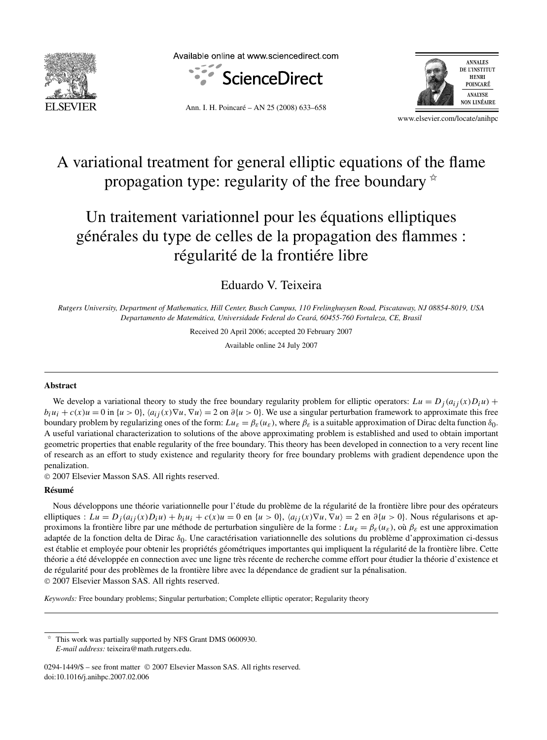# A variational treatment for general elliptic equations of the flame propagation type: regularity of the free boundary ☆

# Un traitement variationnel pour les équations elliptiques générales du type de celles de la propagation des flammes : régularité de la frontiére libre

Eduardo V. Teixeira

*Rutgers University, Department of Mathematics, Hill Center, Busch Campus, 110 Frelinghuysen Road, Piscataway, NJ 08854-8019, USA*
*Departamento de Matemática, Universidade Federal do Ceará, 60455-760 Fortaleza, CE, Brasil*

Received 20 April 2006; accepted 20 February 2007

Available online 24 July 2007

---

## Abstract

We develop a variational theory to study the free boundary regularity problem for elliptic operators: $Lu = D_j(a_{ij}(x)D_i u) + b_i u_i + c(x)u = 0$ in $\{u > 0\}$, $\langle a_{ij}(x)\nabla u, \nabla u\rangle = 2$ on $\partial\{u > 0\}$. We use a singular perturbation framework to approximate this free boundary problem by regularizing ones of the form: $Lu_\varepsilon = \beta_\varepsilon(u_\varepsilon)$, where $\beta_\varepsilon$ is a suitable approximation of Dirac delta function $\delta_0$. A useful variational characterization to solutions of the above approximating problem is established and used to obtain important geometric properties that enable regularity of the free boundary. This theory has been developed in connection to a very recent line of research as an effort to study existence and regularity theory for free boundary problems with gradient dependence upon the penalization.

© 2007 Elsevier Masson SAS. All rights reserved.

## Résumé

Nous développons une théorie variationnelle pour l'étude du problème de la régularité de la frontière libre pour des opérateurs elliptiques : $Lu = D_j(a_{ij}(x)D_i u) + b_i u_i + c(x)u = 0$ en $\{u > 0\}$, $\langle a_{ij}(x)\nabla u, \nabla u\rangle = 2$ en $\partial\{u > 0\}$. Nous régularisons et approximons la frontière libre par une méthode de perturbation singulière de la forme : $Lu_\varepsilon = \beta_\varepsilon(u_\varepsilon)$, où $\beta_\varepsilon$ est une approximation adaptée de la fonction delta de Dirac $\delta_0$. Une caractérisation variationnelle des solutions du problème d'approximation ci-dessus est établie et employée pour obtenir les propriétés géométriques importantes qui impliquent la régularité de la frontière libre. Cette théorie a été développée en connection avec une ligne très récente de recherche comme effort pour étudier la théorie d'existence et de régularité pour des problèmes de la frontière libre avec la dépendance de gradient sur la pénalisation.

© 2007 Elsevier Masson SAS. All rights reserved.

*Keywords:* Free boundary problems; Singular perturbation; Complete elliptic operator; Regularity theory

---

☆ This work was partially supported by NFS Grant DMS 0600930.
*E-mail address:* teixeira@math.rutgers.edu.

0294-1449/$ – see front matter © 2007 Elsevier Masson SAS. All rights reserved.
doi:10.1016/j.anihpc.2007.02.006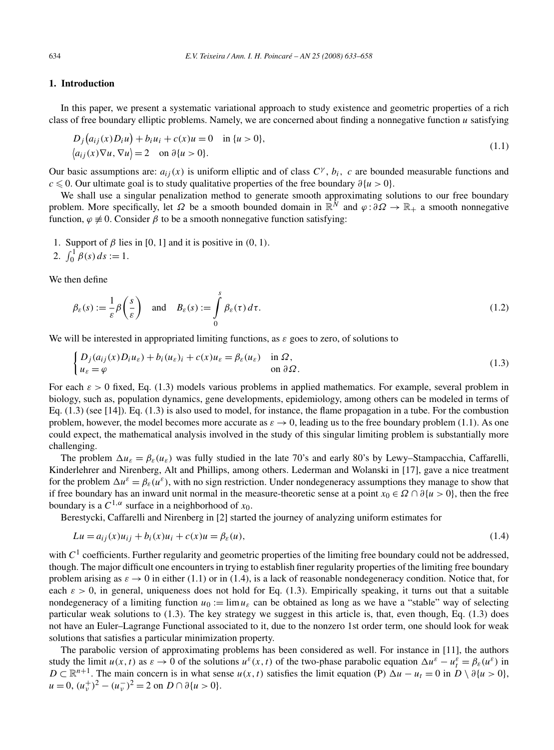## 1. Introduction

In this paper, we present a systematic variational approach to study existence and geometric properties of a rich class of free boundary elliptic problems. Namely, we are concerned about finding a nonnegative function $u$ satisfying

$$
\begin{aligned}
&D_j\big(a_{ij}(x)D_i u\big) + b_i u_i + c(x)u = 0 \quad \text{in } \{u > 0\},\\
&\big\langle a_{ij}(x)\nabla u, \nabla u\big\rangle = 2 \quad \text{on } \partial\{u > 0\}.
\end{aligned}
\tag{1.1}
$$

Our basic assumptions are: $a_{ij}(x)$ is uniform elliptic and of class $C^\gamma$, $b_i$, $c$ are bounded measurable functions and $c \leqslant 0$. Our ultimate goal is to study qualitative properties of the free boundary $\partial\{u > 0\}$.

We shall use a singular penalization method to generate smooth approximating solutions to our free boundary problem. More specifically, let $\Omega$ be a smooth bounded domain in $\mathbb{R}^N$ and $\varphi : \partial\Omega \to \mathbb{R}_+$ a smooth nonnegative function, $\varphi \not\equiv 0$. Consider $\beta$ to be a smooth nonnegative function satisfying:

1. Support of $\beta$ lies in $[0, 1]$ and it is positive in $(0, 1)$.
2. $\int_0^1 \beta(s)\,ds := 1$.

We then define

$$
\beta_\varepsilon(s) := \frac{1}{\varepsilon}\beta\left(\frac{s}{\varepsilon}\right) \quad \text{and} \quad B_\varepsilon(s) := \int_0^s \beta_\varepsilon(\tau)\,d\tau.
\tag{1.2}
$$

We will be interested in appropriated limiting functions, as $\varepsilon$ goes to zero, of solutions to

$$
\begin{cases}
D_j(a_{ij}(x)D_i u_\varepsilon) + b_i(u_\varepsilon)_i + c(x)u_\varepsilon = \beta_\varepsilon(u_\varepsilon) & \text{in } \Omega,\\
u_\varepsilon = \varphi & \text{on } \partial\Omega.
\end{cases}
\tag{1.3}
$$

For each $\varepsilon > 0$ fixed, Eq. (1.3) models various problems in applied mathematics. For example, several problem in biology, such as, population dynamics, gene developments, epidemiology, among others can be modeled in terms of Eq. (1.3) (see [14]). Eq. (1.3) is also used to model, for instance, the flame propagation in a tube. For the combustion problem, however, the model becomes more accurate as $\varepsilon \to 0$, leading us to the free boundary problem (1.1). As one could expect, the mathematical analysis involved in the study of this singular limiting problem is substantially more challenging.

The problem $\Delta u_\varepsilon = \beta_\varepsilon(u_\varepsilon)$ was fully studied in the late 70's and early 80's by Lewy–Stampacchia, Caffarelli, Kinderlehrer and Nirenberg, Alt and Phillips, among others. Lederman and Wolanski in [17], gave a nice treatment for the problem $\Delta u^\varepsilon = \beta_\varepsilon(u^\varepsilon)$, with no sign restriction. Under nondegeneracy assumptions they manage to show that if free boundary has an inward unit normal in the measure-theoretic sense at a point $x_0 \in \Omega \cap \partial\{u > 0\}$, then the free boundary is a $C^{1,\alpha}$ surface in a neighborhood of $x_0$.

Berestycki, Caffarelli and Nirenberg in [2] started the journey of analyzing uniform estimates for

$$
Lu = a_{ij}(x)u_{ij} + b_i(x)u_i + c(x)u = \beta_\varepsilon(u),
\tag{1.4}
$$

with $C^1$ coefficients. Further regularity and geometric properties of the limiting free boundary could not be addressed, though. The major difficult one encounters in trying to establish finer regularity properties of the limiting free boundary problem arising as $\varepsilon \to 0$ in either (1.1) or in (1.4), is a lack of reasonable nondegeneracy condition. Notice that, for each $\varepsilon > 0$, in general, uniqueness does not hold for Eq. (1.3). Empirically speaking, it turns out that a suitable nondegeneracy of a limiting function $u_0 := \lim u_\varepsilon$ can be obtained as long as we have a "stable" way of selecting particular weak solutions to (1.3). The key strategy we suggest in this article is, that, even though, Eq. (1.3) does not have an Euler–Lagrange Functional associated to it, due to the nonzero 1st order term, one should look for weak solutions that satisfies a particular minimization property.

The parabolic version of approximating problems has been considered as well. For instance in [11], the authors study the limit $u(x,t)$ as $\varepsilon \to 0$ of the solutions $u^\varepsilon(x,t)$ of the two-phase parabolic equation $\Delta u^\varepsilon - u^\varepsilon_t = \beta_\varepsilon(u^\varepsilon)$ in $D \subset \mathbb{R}^{n+1}$. The main concern is in what sense $u(x,t)$ satisfies the limit equation (P) $\Delta u - u_t = 0$ in $D \setminus \partial\{u > 0\}$, $u = 0$, $(u^+_\nu)^2 - (u^-_\nu)^2 = 2$ on $D \cap \partial\{u > 0\}$.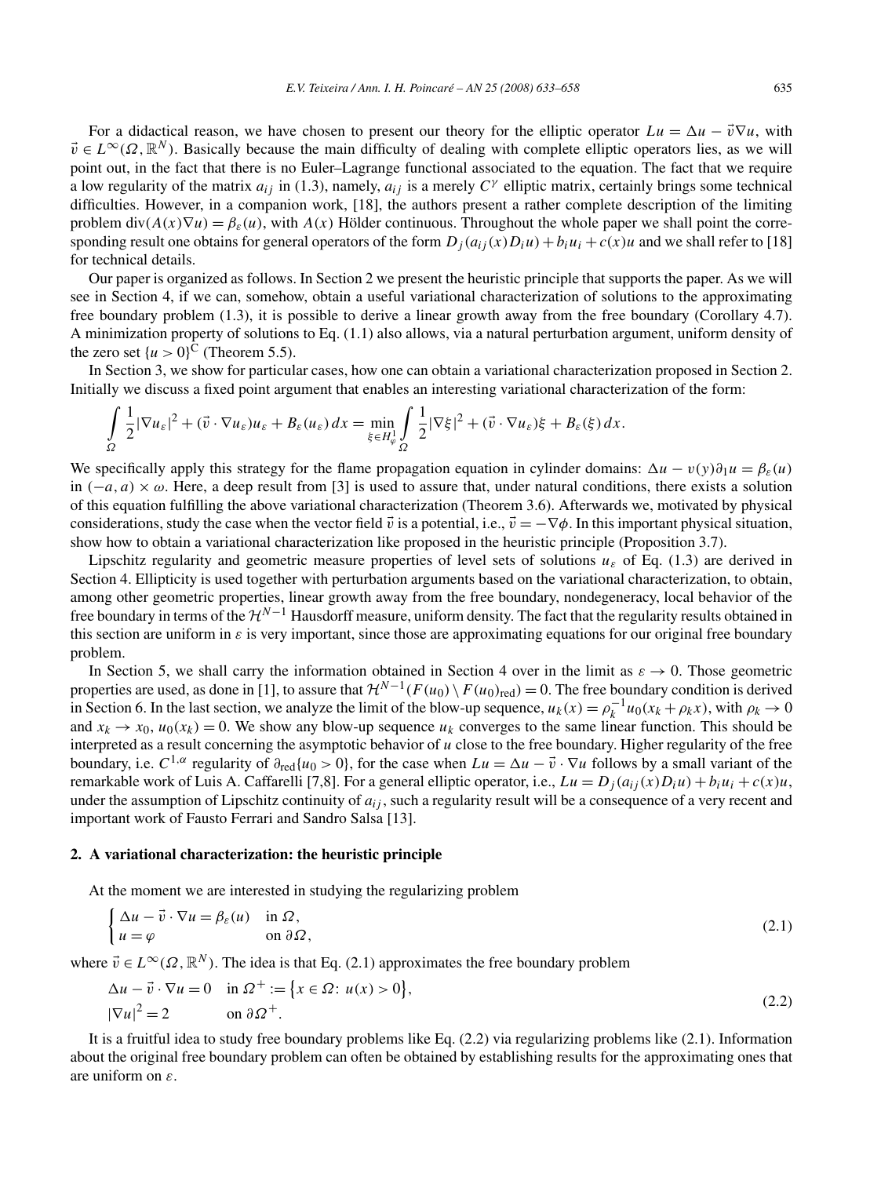For a didactical reason, we have chosen to present our theory for the elliptic operator $Lu = \Delta u - \vec{v}\nabla u$, with $\vec{v} \in L^\infty(\Omega, \mathbb{R}^N)$. Basically because the main difficulty of dealing with complete elliptic operators lies, as we will point out, in the fact that there is no Euler–Lagrange functional associated to the equation. The fact that we require a low regularity of the matrix $a_{ij}$ in (1.3), namely, $a_{ij}$ is a merely $C^\gamma$ elliptic matrix, certainly brings some technical difficulties. However, in a companion work, [18], the authors present a rather complete description of the limiting problem $\operatorname{div}(A(x)\nabla u) = \beta_\varepsilon(u)$, with $A(x)$ Hölder continuous. Throughout the whole paper we shall point the corresponding result one obtains for general operators of the form $D_j(a_{ij}(x)D_i u) + b_i u_i + c(x)u$ and we shall refer to [18] for technical details.

Our paper is organized as follows. In Section 2 we present the heuristic principle that supports the paper. As we will see in Section 4, if we can, somehow, obtain a useful variational characterization of solutions to the approximating free boundary problem (1.3), it is possible to derive a linear growth away from the free boundary (Corollary 4.7). A minimization property of solutions to Eq. (1.1) also allows, via a natural perturbation argument, uniform density of the zero set $\{u > 0\}^C$ (Theorem 5.5).

In Section 3, we show for particular cases, how one can obtain a variational characterization proposed in Section 2. Initially we discuss a fixed point argument that enables an interesting variational characterization of the form:

$$\int_\Omega \frac{1}{2}|\nabla u_\varepsilon|^2 + (\vec{v} \cdot \nabla u_\varepsilon)u_\varepsilon + B_\varepsilon(u_\varepsilon)\, dx = \min_{\xi \in H^1_\varphi} \int_\Omega \frac{1}{2}|\nabla \xi|^2 + (\vec{v} \cdot \nabla u_\varepsilon)\xi + B_\varepsilon(\xi)\, dx.$$

We specifically apply this strategy for the flame propagation equation in cylinder domains: $\Delta u - v(y)\partial_1 u = \beta_\varepsilon(u)$ in $(-a, a) \times \omega$. Here, a deep result from [3] is used to assure that, under natural conditions, there exists a solution of this equation fulfilling the above variational characterization (Theorem 3.6). Afterwards we, motivated by physical considerations, study the case when the vector field $\vec{v}$ is a potential, i.e., $\vec{v} = -\nabla\phi$. In this important physical situation, show how to obtain a variational characterization like proposed in the heuristic principle (Proposition 3.7).

Lipschitz regularity and geometric measure properties of level sets of solutions $u_\varepsilon$ of Eq. (1.3) are derived in Section 4. Ellipticity is used together with perturbation arguments based on the variational characterization, to obtain, among other geometric properties, linear growth away from the free boundary, nondegeneracy, local behavior of the free boundary in terms of the $\mathcal{H}^{N-1}$ Hausdorff measure, uniform density. The fact that the regularity results obtained in this section are uniform in $\varepsilon$ is very important, since those are approximating equations for our original free boundary problem.

In Section 5, we shall carry the information obtained in Section 4 over in the limit as $\varepsilon \to 0$. Those geometric properties are used, as done in [1], to assure that $\mathcal{H}^{N-1}(F(u_0) \setminus F(u_0)_{\text{red}}) = 0$. The free boundary condition is derived in Section 6. In the last section, we analyze the limit of the blow-up sequence, $u_k(x) = \rho_k^{-1} u_0(x_k + \rho_k x)$, with $\rho_k \to 0$ and $x_k \to x_0$, $u_0(x_k) = 0$. We show any blow-up sequence $u_k$ converges to the same linear function. This should be interpreted as a result concerning the asymptotic behavior of $u$ close to the free boundary. Higher regularity of the free boundary, i.e. $C^{1,\alpha}$ regularity of $\partial_{\text{red}}\{u_0 > 0\}$, for the case when $Lu = \Delta u - \vec{v} \cdot \nabla u$ follows by a small variant of the remarkable work of Luis A. Caffarelli [7,8]. For a general elliptic operator, i.e., $Lu = D_j(a_{ij}(x)D_i u) + b_i u_i + c(x)u$, under the assumption of Lipschitz continuity of $a_{ij}$, such a regularity result will be a consequence of a very recent and important work of Fausto Ferrari and Sandro Salsa [13].

## 2. A variational characterization: the heuristic principle

At the moment we are interested in studying the regularizing problem

$$\begin{cases} \Delta u - \vec{v} \cdot \nabla u = \beta_\varepsilon(u) & \text{in } \Omega, \\ u = \varphi & \text{on } \partial\Omega, \end{cases} \tag{2.1}$$

where $\vec{v} \in L^\infty(\Omega, \mathbb{R}^N)$. The idea is that Eq. (2.1) approximates the free boundary problem

$$\begin{aligned} &\Delta u - \vec{v} \cdot \nabla u = 0 \quad \text{in } \Omega^+ := \{x \in \Omega\colon\ u(x) > 0\}, \\ &|\nabla u|^2 = 2 \qquad\quad\;\; \text{on } \partial\Omega^+. \end{aligned} \tag{2.2}$$

It is a fruitful idea to study free boundary problems like Eq. (2.2) via regularizing problems like (2.1). Information about the original free boundary problem can often be obtained by establishing results for the approximating ones that are uniform on $\varepsilon$.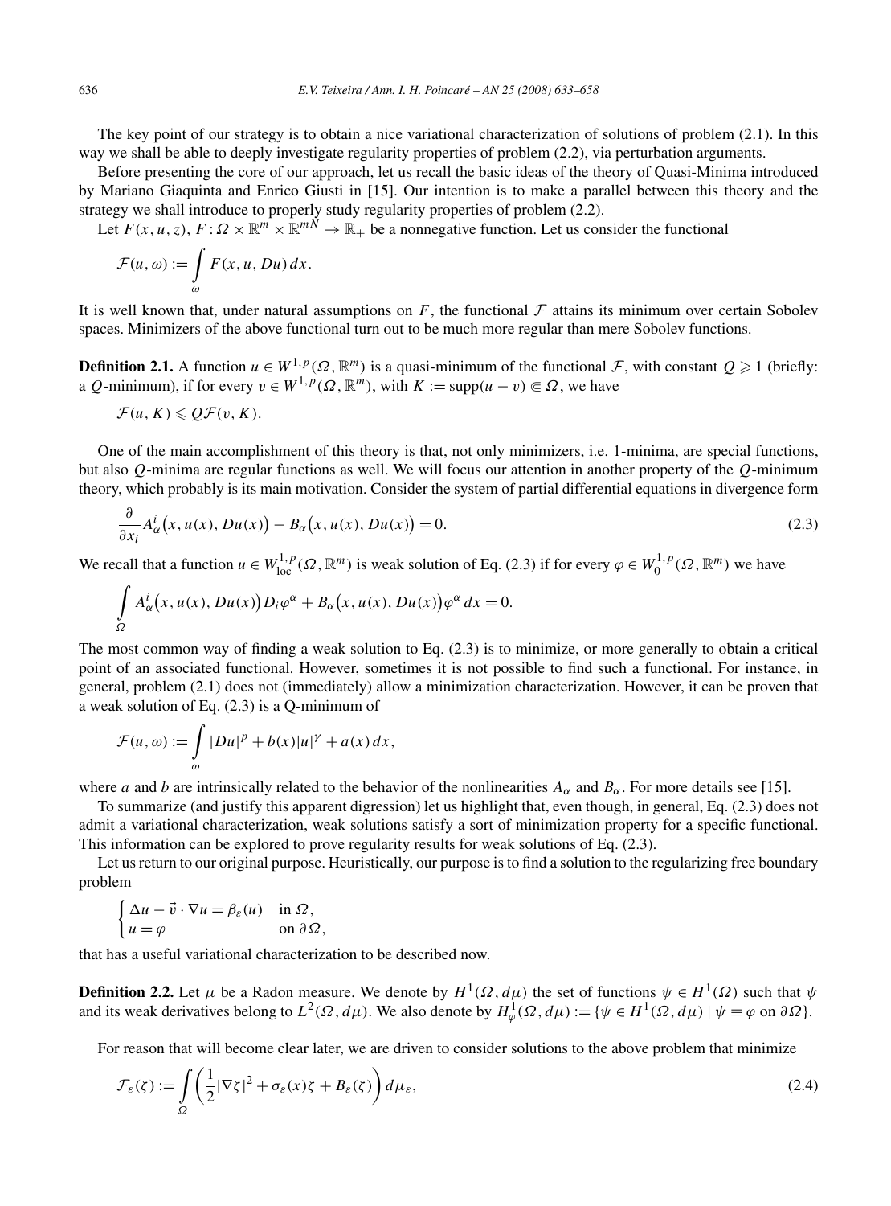The key point of our strategy is to obtain a nice variational characterization of solutions of problem (2.1). In this way we shall be able to deeply investigate regularity properties of problem (2.2), via perturbation arguments.

Before presenting the core of our approach, let us recall the basic ideas of the theory of Quasi-Minima introduced by Mariano Giaquinta and Enrico Giusti in [15]. Our intention is to make a parallel between this theory and the strategy we shall introduce to properly study regularity properties of problem (2.2).

Let $F(x,u,z)$, $F:\Omega\times\mathbb{R}^m\times\mathbb{R}^{mN}\to\mathbb{R}_+$ be a nonnegative function. Let us consider the functional

$$\mathcal{F}(u,\omega):=\int_\omega F(x,u,Du)\,dx.$$

It is well known that, under natural assumptions on $F$, the functional $\mathcal{F}$ attains its minimum over certain Sobolev spaces. Minimizers of the above functional turn out to be much more regular than mere Sobolev functions.

**Definition 2.1.** A function $u\in W^{1,p}(\Omega,\mathbb{R}^m)$ is a quasi-minimum of the functional $\mathcal{F}$, with constant $Q\geqslant 1$ (briefly: a $Q$-minimum), if for every $v\in W^{1,p}(\Omega,\mathbb{R}^m)$, with $K:=\operatorname{supp}(u-v)\Subset\Omega$, we have

$$\mathcal{F}(u,K)\leqslant Q\mathcal{F}(v,K).$$

One of the main accomplishment of this theory is that, not only minimizers, i.e. 1-minima, are special functions, but also $Q$-minima are regular functions as well. We will focus our attention in another property of the $Q$-minimum theory, which probably is its main motivation. Consider the system of partial differential equations in divergence form

$$\frac{\partial}{\partial x_i}A^i_\alpha\big(x,u(x),Du(x)\big)-B_\alpha\big(x,u(x),Du(x)\big)=0. \tag{2.3}$$

We recall that a function $u\in W^{1,p}_{\mathrm{loc}}(\Omega,\mathbb{R}^m)$ is weak solution of Eq. (2.3) if for every $\varphi\in W^{1,p}_0(\Omega,\mathbb{R}^m)$ we have

$$\int_\Omega A^i_\alpha\big(x,u(x),Du(x)\big)D_i\varphi^\alpha+B_\alpha\big(x,u(x),Du(x)\big)\varphi^\alpha\,dx=0.$$

The most common way of finding a weak solution to Eq. (2.3) is to minimize, or more generally to obtain a critical point of an associated functional. However, sometimes it is not possible to find such a functional. For instance, in general, problem (2.1) does not (immediately) allow a minimization characterization. However, it can be proven that a weak solution of Eq. (2.3) is a Q-minimum of

$$\mathcal{F}(u,\omega):=\int_\omega |Du|^p+b(x)|u|^\gamma+a(x)\,dx,$$

where $a$ and $b$ are intrinsically related to the behavior of the nonlinearities $A_\alpha$ and $B_\alpha$. For more details see [15].

To summarize (and justify this apparent digression) let us highlight that, even though, in general, Eq. (2.3) does not admit a variational characterization, weak solutions satisfy a sort of minimization property for a specific functional. This information can be explored to prove regularity results for weak solutions of Eq. (2.3).

Let us return to our original purpose. Heuristically, our purpose is to find a solution to the regularizing free boundary problem

$$\begin{cases}\Delta u-\vec{v}\cdot\nabla u=\beta_\varepsilon(u) & \text{in } \Omega,\\ u=\varphi & \text{on } \partial\Omega,\end{cases}$$

that has a useful variational characterization to be described now.

**Definition 2.2.** Let $\mu$ be a Radon measure. We denote by $H^1(\Omega,d\mu)$ the set of functions $\psi\in H^1(\Omega)$ such that $\psi$ and its weak derivatives belong to $L^2(\Omega,d\mu)$. We also denote by $H^1_\varphi(\Omega,d\mu):=\{\psi\in H^1(\Omega,d\mu)\mid \psi\equiv\varphi \text{ on } \partial\Omega\}$.

For reason that will become clear later, we are driven to consider solutions to the above problem that minimize

$$\mathcal{F}_\varepsilon(\zeta):=\int_\Omega\left(\frac{1}{2}|\nabla\zeta|^2+\sigma_\varepsilon(x)\zeta+B_\varepsilon(\zeta)\right)d\mu_\varepsilon, \tag{2.4}$$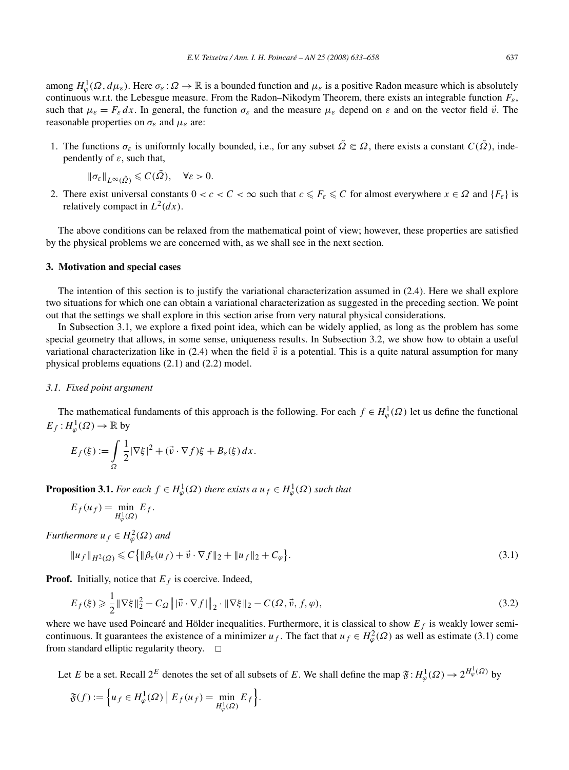among $H^1_\varphi(\Omega, d\mu_\varepsilon)$. Here $\sigma_\varepsilon : \Omega \to \mathbb{R}$ is a bounded function and $\mu_\varepsilon$ is a positive Radon measure which is absolutely continuous w.r.t. the Lebesgue measure. From the Radon–Nikodym Theorem, there exists an integrable function $F_\varepsilon$, such that $\mu_\varepsilon = F_\varepsilon \, dx$. In general, the function $\sigma_\varepsilon$ and the measure $\mu_\varepsilon$ depend on $\varepsilon$ and on the vector field $\vec{v}$. The reasonable properties on $\sigma_\varepsilon$ and $\mu_\varepsilon$ are:

1. The functions $\sigma_\varepsilon$ is uniformly locally bounded, i.e., for any subset $\tilde{\Omega} \Subset \Omega$, there exists a constant $C(\tilde{\Omega})$, independently of $\varepsilon$, such that,
$$\|\sigma_\varepsilon\|_{L^\infty(\tilde{\Omega})} \leqslant C(\tilde{\Omega}), \quad \forall \varepsilon > 0.$$
2. There exist universal constants $0 < c < C < \infty$ such that $c \leqslant F_\varepsilon \leqslant C$ for almost everywhere $x \in \Omega$ and $\{F_\varepsilon\}$ is relatively compact in $L^2(dx)$.

The above conditions can be relaxed from the mathematical point of view; however, these properties are satisfied by the physical problems we are concerned with, as we shall see in the next section.

## 3. Motivation and special cases

The intention of this section is to justify the variational characterization assumed in (2.4). Here we shall explore two situations for which one can obtain a variational characterization as suggested in the preceding section. We point out that the settings we shall explore in this section arise from very natural physical considerations.

In Subsection 3.1, we explore a fixed point idea, which can be widely applied, as long as the problem has some special geometry that allows, in some sense, uniqueness results. In Subsection 3.2, we show how to obtain a useful variational characterization like in (2.4) when the field $\vec{v}$ is a potential. This is a quite natural assumption for many physical problems equations (2.1) and (2.2) model.

### *3.1. Fixed point argument*

The mathematical fundaments of this approach is the following. For each $f \in H^1_\varphi(\Omega)$ let us define the functional $E_f : H^1_\varphi(\Omega) \to \mathbb{R}$ by

$$E_f(\xi) := \int_\Omega \frac{1}{2}|\nabla \xi|^2 + (\vec{v} \cdot \nabla f)\xi + B_\varepsilon(\xi)\, dx.$$

**Proposition 3.1.** *For each $f \in H^1_\varphi(\Omega)$ there exists a $u_f \in H^1_\varphi(\Omega)$ such that*

$$E_f(u_f) = \min_{H^1_\varphi(\Omega)} E_f.$$

*Furthermore $u_f \in H^2_\varphi(\Omega)$ and*

$$\|u_f\|_{H^2(\Omega)} \leqslant C\big\{\|\beta_\varepsilon(u_f) + \vec{v} \cdot \nabla f\|_2 + \|u_f\|_2 + C_\varphi\big\}. \tag{3.1}$$

**Proof.** Initially, notice that $E_f$ is coercive. Indeed,

$$E_f(\xi) \geqslant \frac{1}{2}\|\nabla \xi\|_2^2 - C_\Omega \big\| |\vec{v} \cdot \nabla f| \big\|_2 \cdot \|\nabla \xi\|_2 - C(\Omega, \vec{v}, f, \varphi), \tag{3.2}$$

where we have used Poincaré and Hölder inequalities. Furthermore, it is classical to show $E_f$ is weakly lower semicontinuous. It guarantees the existence of a minimizer $u_f$. The fact that $u_f \in H^2_\varphi(\Omega)$ as well as estimate (3.1) come from standard elliptic regularity theory. $\square$

Let $E$ be a set. Recall $2^E$ denotes the set of all subsets of $E$. We shall define the map $\mathfrak{F} : H^1_\varphi(\Omega) \to 2^{H^1_\varphi(\Omega)}$ by

$$\mathfrak{F}(f) := \Big\{ u_f \in H^1_\varphi(\Omega) \;\Big|\; E_f(u_f) = \min_{H^1_\varphi(\Omega)} E_f \Big\}.$$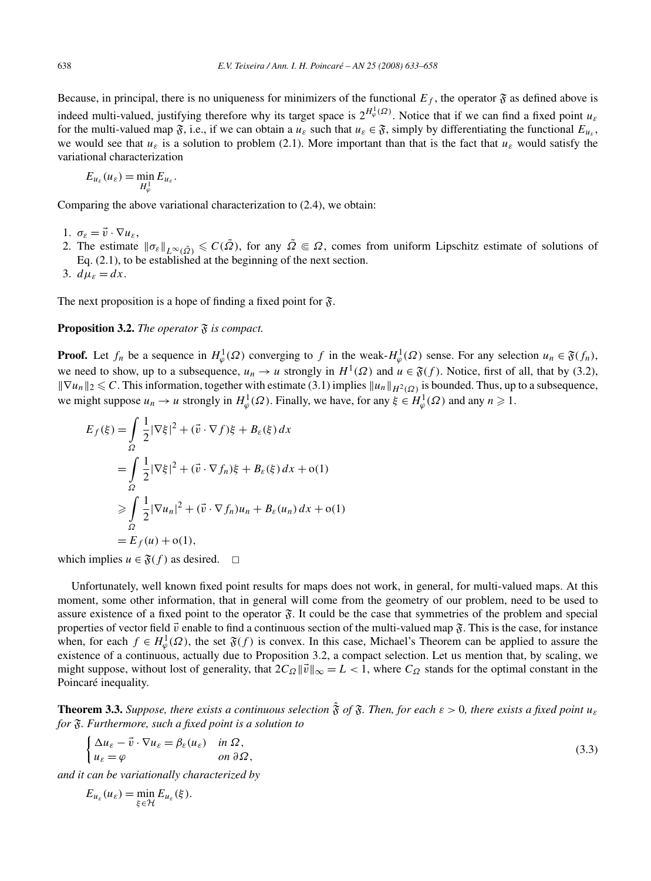Because, in principal, there is no uniqueness for minimizers of the functional $E_f$, the operator $\mathfrak{F}$ as defined above is indeed multi-valued, justifying therefore why its target space is $2^{H^1_\varphi(\Omega)}$. Notice that if we can find a fixed point $u_\varepsilon$ for the multi-valued map $\mathfrak{F}$, i.e., if we can obtain a $u_\varepsilon$ such that $u_\varepsilon \in \mathfrak{F}$, simply by differentiating the functional $E_{u_\varepsilon}$, we would see that $u_\varepsilon$ is a solution to problem (2.1). More important than that is the fact that $u_\varepsilon$ would satisfy the variational characterization

$$E_{u_\varepsilon}(u_\varepsilon) = \min_{H^1_\varphi} E_{u_\varepsilon}.$$

Comparing the above variational characterization to (2.4), we obtain:

1. $\sigma_\varepsilon = \vec{v} \cdot \nabla u_\varepsilon$,
2. The estimate $\|\sigma_\varepsilon\|_{L^\infty(\tilde{\Omega})} \leqslant C(\tilde{\Omega})$, for any $\tilde{\Omega} \Subset \Omega$, comes from uniform Lipschitz estimate of solutions of Eq. (2.1), to be established at the beginning of the next section.
3. $d\mu_\varepsilon = dx$.

The next proposition is a hope of finding a fixed point for $\mathfrak{F}$.

**Proposition 3.2.** *The operator $\mathfrak{F}$ is compact.*

**Proof.** Let $f_n$ be a sequence in $H^1_\varphi(\Omega)$ converging to $f$ in the weak-$H^1_\varphi(\Omega)$ sense. For any selection $u_n \in \mathfrak{F}(f_n)$, we need to show, up to a subsequence, $u_n \to u$ strongly in $H^1(\Omega)$ and $u \in \mathfrak{F}(f)$. Notice, first of all, that by (3.2), $\|\nabla u_n\|_2 \leqslant C$. This information, together with estimate (3.1) implies $\|u_n\|_{H^2(\Omega)}$ is bounded. Thus, up to a subsequence, we might suppose $u_n \to u$ strongly in $H^1_\varphi(\Omega)$. Finally, we have, for any $\xi \in H^1_\varphi(\Omega)$ and any $n \geqslant 1$.

$$\begin{aligned}
E_f(\xi) &= \int_\Omega \frac{1}{2}|\nabla \xi|^2 + (\vec{v} \cdot \nabla f)\xi + B_\varepsilon(\xi)\, dx \\
&= \int_\Omega \frac{1}{2}|\nabla \xi|^2 + (\vec{v} \cdot \nabla f_n)\xi + B_\varepsilon(\xi)\, dx + \mathrm{o}(1) \\
&\geqslant \int_\Omega \frac{1}{2}|\nabla u_n|^2 + (\vec{v} \cdot \nabla f_n)u_n + B_\varepsilon(u_n)\, dx + \mathrm{o}(1) \\
&= E_f(u) + \mathrm{o}(1),
\end{aligned}$$

which implies $u \in \mathfrak{F}(f)$ as desired. $\square$

Unfortunately, well known fixed point results for maps does not work, in general, for multi-valued maps. At this moment, some other information, that in general will come from the geometry of our problem, need to be used to assure existence of a fixed point to the operator $\mathfrak{F}$. It could be the case that symmetries of the problem and special properties of vector field $\vec{v}$ enable to find a continuous selection of the multi-valued map $\mathfrak{F}$. This is the case, for instance when, for each $f \in H^1_\varphi(\Omega)$, the set $\mathfrak{F}(f)$ is convex. In this case, Michael's Theorem can be applied to assure the existence of a continuous, actually due to Proposition 3.2, a compact selection. Let us mention that, by scaling, we might suppose, without lost of generality, that $2C_\Omega\|\vec{v}\|_\infty = L < 1$, where $C_\Omega$ stands for the optimal constant in the Poincaré inequality.

**Theorem 3.3.** *Suppose, there exists a continuous selection $\hat{\mathfrak{F}}$ of $\mathfrak{F}$. Then, for each $\varepsilon > 0$, there exists a fixed point $u_\varepsilon$ for $\mathfrak{F}$. Furthermore, such a fixed point is a solution to*

$$\begin{cases} \Delta u_\varepsilon - \vec{v} \cdot \nabla u_\varepsilon = \beta_\varepsilon(u_\varepsilon) & \text{in } \Omega, \\ u_\varepsilon = \varphi & \text{on } \partial\Omega, \end{cases} \tag{3.3}$$

*and it can be variationally characterized by*

$$E_{u_\varepsilon}(u_\varepsilon) = \min_{\xi \in \mathcal{H}} E_{u_\varepsilon}(\xi).$$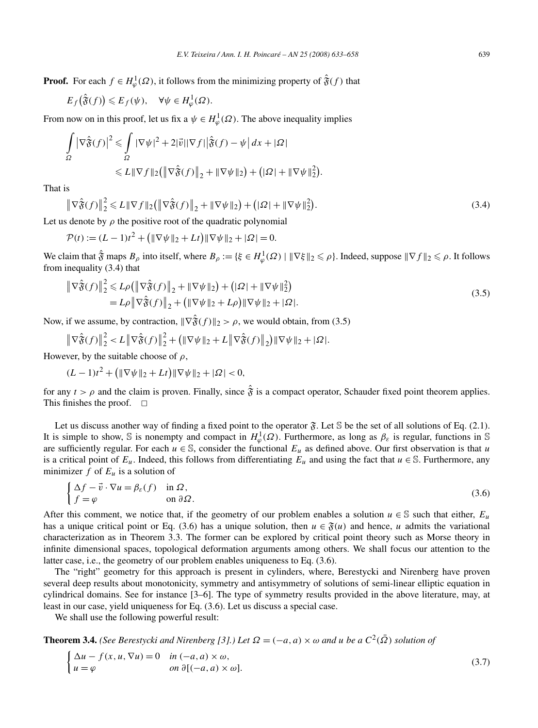**Proof.** For each $f \in H^1_\varphi(\Omega)$, it follows from the minimizing property of $\hat{\mathfrak{F}}(f)$ that

$$E_f\big(\hat{\mathfrak{F}}(f)\big) \leqslant E_f(\psi), \quad \forall \psi \in H^1_\varphi(\Omega).$$

From now on in this proof, let us fix a $\psi \in H^1_\varphi(\Omega)$. The above inequality implies

$$\int_\Omega \big|\nabla \hat{\mathfrak{F}}(f)\big|^2 \leqslant \int_\Omega |\nabla \psi|^2 + 2|\vec{v}||\nabla f|\big|\hat{\mathfrak{F}}(f) - \psi\big|\,dx + |\Omega|$$
$$\leqslant L\|\nabla f\|_2\big(\big\|\nabla \hat{\mathfrak{F}}(f)\big\|_2 + \|\nabla \psi\|_2\big) + \big(|\Omega| + \|\nabla \psi\|_2^2\big).$$

That is

$$\big\|\nabla \hat{\mathfrak{F}}(f)\big\|_2^2 \leqslant L\|\nabla f\|_2\big(\big\|\nabla \hat{\mathfrak{F}}(f)\big\|_2 + \|\nabla \psi\|_2\big) + \big(|\Omega| + \|\nabla \psi\|_2^2\big). \tag{3.4}$$

Let us denote by $\rho$ the positive root of the quadratic polynomial

$$\mathcal{P}(t) := (L-1)t^2 + \big(\|\nabla \psi\|_2 + Lt\big)\|\nabla \psi\|_2 + |\Omega| = 0.$$

We claim that $\hat{\mathfrak{F}}$ maps $B_\rho$ into itself, where $B_\rho := \{\xi \in H^1_\varphi(\Omega) \mid \|\nabla \xi\|_2 \leqslant \rho\}$. Indeed, suppose $\|\nabla f\|_2 \leqslant \rho$. It follows from inequality (3.4) that

$$\begin{aligned} \big\|\nabla \hat{\mathfrak{F}}(f)\big\|_2^2 &\leqslant L\rho\big(\big\|\nabla \hat{\mathfrak{F}}(f)\big\|_2 + \|\nabla \psi\|_2\big) + \big(|\Omega| + \|\nabla \psi\|_2^2\big) \\ &= L\rho\big\|\nabla \hat{\mathfrak{F}}(f)\big\|_2 + \big(\|\nabla \psi\|_2 + L\rho\big)\|\nabla \psi\|_2 + |\Omega|. \end{aligned} \tag{3.5}$$

Now, if we assume, by contraction, $\|\nabla \hat{\mathfrak{F}}(f)\|_2 > \rho$, we would obtain, from (3.5)

$$\big\|\nabla \hat{\mathfrak{F}}(f)\big\|_2^2 < L\big\|\nabla \hat{\mathfrak{F}}(f)\big\|_2^2 + \big(\|\nabla \psi\|_2 + L\big\|\nabla \hat{\mathfrak{F}}(f)\big\|_2\big)\|\nabla \psi\|_2 + |\Omega|.$$

However, by the suitable choose of $\rho$,

$$(L-1)t^2 + \big(\|\nabla \psi\|_2 + Lt\big)\|\nabla \psi\|_2 + |\Omega| < 0,$$

for any $t > \rho$ and the claim is proven. Finally, since $\hat{\mathfrak{F}}$ is a compact operator, Schauder fixed point theorem applies. This finishes the proof. $\square$

Let us discuss another way of finding a fixed point to the operator $\mathfrak{F}$. Let $\mathbb{S}$ be the set of all solutions of Eq. (2.1). It is simple to show, $\mathbb{S}$ is nonempty and compact in $H^1_\varphi(\Omega)$. Furthermore, as long as $\beta_\varepsilon$ is regular, functions in $\mathbb{S}$ are sufficiently regular. For each $u \in \mathbb{S}$, consider the functional $E_u$ as defined above. Our first observation is that $u$ is a critical point of $E_u$. Indeed, this follows from differentiating $E_u$ and using the fact that $u \in \mathbb{S}$. Furthermore, any minimizer $f$ of $E_u$ is a solution of

$$\begin{cases} \Delta f - \vec{v} \cdot \nabla u = \beta_\varepsilon(f) & \text{in } \Omega, \\ f = \varphi & \text{on } \partial\Omega. \end{cases} \tag{3.6}$$

After this comment, we notice that, if the geometry of our problem enables a solution $u \in \mathbb{S}$ such that either, $E_u$ has a unique critical point or Eq. (3.6) has a unique solution, then $u \in \mathfrak{F}(u)$ and hence, $u$ admits the variational characterization as in Theorem 3.3. The former can be explored by critical point theory such as Morse theory in infinite dimensional spaces, topological deformation arguments among others. We shall focus our attention to the latter case, i.e., the geometry of our problem enables uniqueness to Eq. (3.6).

The "right" geometry for this approach is present in cylinders, where, Berestycki and Nirenberg have proven several deep results about monotonicity, symmetry and antisymmetry of solutions of semi-linear elliptic equation in cylindrical domains. See for instance [3–6]. The type of symmetry results provided in the above literature, may, at least in our case, yield uniqueness for Eq. (3.6). Let us discuss a special case.

We shall use the following powerful result:

**Theorem 3.4.** *(See Berestycki and Nirenberg [3].) Let $\Omega = (-a, a) \times \omega$ and $u$ be a $C^2(\bar{\Omega})$ solution of*

$$\begin{cases} \Delta u - f(x, u, \nabla u) = 0 & \text{in } (-a, a) \times \omega, \\ u = \varphi & \text{on } \partial[(-a, a) \times \omega]. \end{cases} \tag{3.7}$$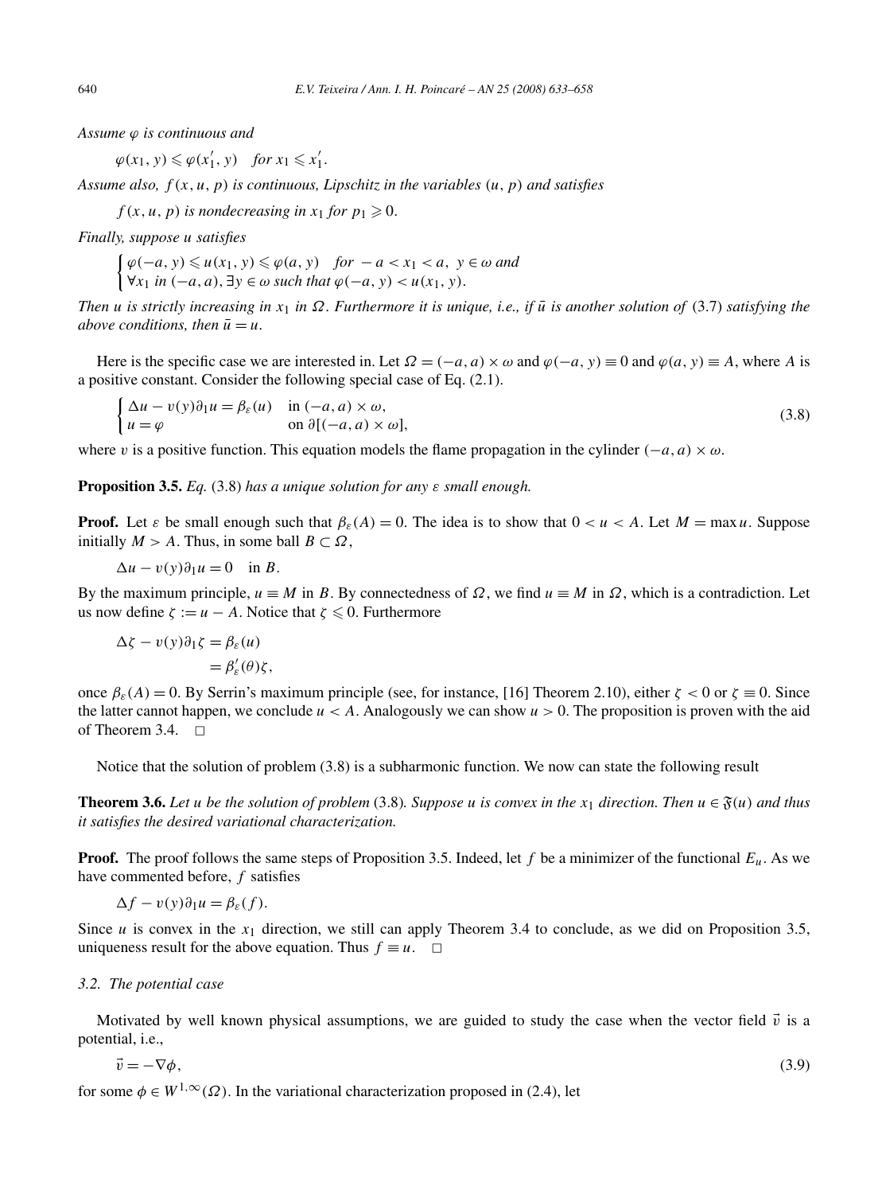*Assume $\varphi$ is continuous and*

$$\varphi(x_1, y) \leqslant \varphi(x_1', y) \quad \text{for } x_1 \leqslant x_1'.$$

*Assume also, $f(x, u, p)$ is continuous, Lipschitz in the variables $(u, p)$ and satisfies*

$$f(x, u, p) \text{ is nondecreasing in } x_1 \text{ for } p_1 \geqslant 0.$$

*Finally, suppose $u$ satisfies*

$$\begin{cases} \varphi(-a, y) \leqslant u(x_1, y) \leqslant \varphi(a, y) & \text{for } -a < x_1 < a, \ y \in \omega \text{ and} \\ \forall x_1 \text{ in } (-a, a), \exists y \in \omega \text{ such that } \varphi(-a, y) < u(x_1, y). \end{cases}$$

*Then $u$ is strictly increasing in $x_1$ in $\Omega$. Furthermore it is unique, i.e., if $\bar{u}$ is another solution of* (3.7) *satisfying the above conditions, then $\bar{u} = u$.*

Here is the specific case we are interested in. Let $\Omega = (-a, a) \times \omega$ and $\varphi(-a, y) \equiv 0$ and $\varphi(a, y) \equiv A$, where $A$ is a positive constant. Consider the following special case of Eq. (2.1).

$$\begin{cases} \Delta u - v(y)\partial_1 u = \beta_\varepsilon(u) & \text{in } (-a, a) \times \omega, \\ u = \varphi & \text{on } \partial[(-a, a) \times \omega], \end{cases} \tag{3.8}$$

where $v$ is a positive function. This equation models the flame propagation in the cylinder $(-a, a) \times \omega$.

**Proposition 3.5.** *Eq.* (3.8) *has a unique solution for any $\varepsilon$ small enough.*

**Proof.** Let $\varepsilon$ be small enough such that $\beta_\varepsilon(A) = 0$. The idea is to show that $0 < u < A$. Let $M = \max u$. Suppose initially $M > A$. Thus, in some ball $B \subset \Omega$,

$$\Delta u - v(y)\partial_1 u = 0 \quad \text{in } B.$$

By the maximum principle, $u \equiv M$ in $B$. By connectedness of $\Omega$, we find $u \equiv M$ in $\Omega$, which is a contradiction. Let us now define $\zeta := u - A$. Notice that $\zeta \leqslant 0$. Furthermore

$$\begin{aligned} \Delta \zeta - v(y)\partial_1 \zeta &= \beta_\varepsilon(u) \\ &= \beta_\varepsilon'(\theta)\zeta, \end{aligned}$$

once $\beta_\varepsilon(A) = 0$. By Serrin's maximum principle (see, for instance, [16] Theorem 2.10), either $\zeta < 0$ or $\zeta \equiv 0$. Since the latter cannot happen, we conclude $u < A$. Analogously we can show $u > 0$. The proposition is proven with the aid of Theorem 3.4. $\square$

Notice that the solution of problem (3.8) is a subharmonic function. We now can state the following result

**Theorem 3.6.** *Let $u$ be the solution of problem* (3.8)*. Suppose $u$ is convex in the $x_1$ direction. Then $u \in \mathfrak{F}(u)$ and thus it satisfies the desired variational characterization.*

**Proof.** The proof follows the same steps of Proposition 3.5. Indeed, let $f$ be a minimizer of the functional $E_u$. As we have commented before, $f$ satisfies

$$\Delta f - v(y)\partial_1 u = \beta_\varepsilon(f).$$

Since $u$ is convex in the $x_1$ direction, we still can apply Theorem 3.4 to conclude, as we did on Proposition 3.5, uniqueness result for the above equation. Thus $f \equiv u$. $\square$

### 3.2. The potential case

Motivated by well known physical assumptions, we are guided to study the case when the vector field $\vec{v}$ is a potential, i.e.,

$$\vec{v} = -\nabla \phi, \tag{3.9}$$

for some $\phi \in W^{1,\infty}(\Omega)$. In the variational characterization proposed in (2.4), let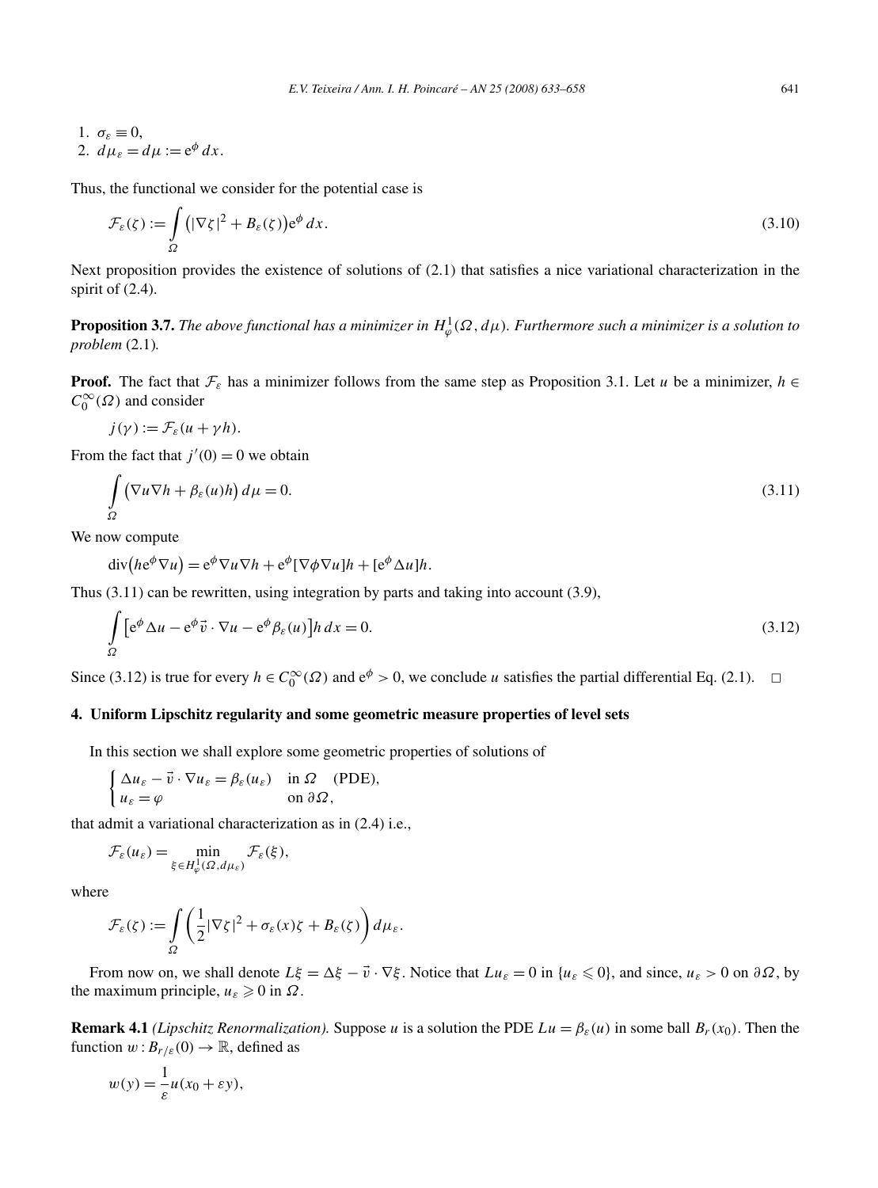1. $\sigma_\varepsilon \equiv 0$,
2. $d\mu_\varepsilon = d\mu := \mathrm{e}^{\phi}\,dx$.

Thus, the functional we consider for the potential case is

$$\mathcal{F}_\varepsilon(\zeta) := \int_\Omega \big(|\nabla \zeta|^2 + B_\varepsilon(\zeta)\big)\mathrm{e}^{\phi}\,dx. \tag{3.10}$$

Next proposition provides the existence of solutions of (2.1) that satisfies a nice variational characterization in the spirit of (2.4).

**Proposition 3.7.** *The above functional has a minimizer in $H^1_\varphi(\Omega, d\mu)$. Furthermore such a minimizer is a solution to problem* (2.1)*.*

**Proof.** The fact that $\mathcal{F}_\varepsilon$ has a minimizer follows from the same step as Proposition 3.1. Let $u$ be a minimizer, $h \in C_0^\infty(\Omega)$ and consider

$$j(\gamma) := \mathcal{F}_\varepsilon(u + \gamma h).$$

From the fact that $j'(0) = 0$ we obtain

$$\int_\Omega \big(\nabla u \nabla h + \beta_\varepsilon(u) h\big)\,d\mu = 0. \tag{3.11}$$

We now compute

$$\operatorname{div}\big(h\mathrm{e}^{\phi}\nabla u\big) = \mathrm{e}^{\phi}\nabla u \nabla h + \mathrm{e}^{\phi}[\nabla\phi \nabla u]h + [\mathrm{e}^{\phi}\Delta u]h.$$

Thus (3.11) can be rewritten, using integration by parts and taking into account (3.9),

$$\int_\Omega \big[\mathrm{e}^{\phi}\Delta u - \mathrm{e}^{\phi}\vec{v}\cdot\nabla u - \mathrm{e}^{\phi}\beta_\varepsilon(u)\big]h\,dx = 0. \tag{3.12}$$

Since (3.12) is true for every $h \in C_0^\infty(\Omega)$ and $\mathrm{e}^{\phi} > 0$, we conclude $u$ satisfies the partial differential Eq. (2.1). $\square$

## 4. Uniform Lipschitz regularity and some geometric measure properties of level sets

In this section we shall explore some geometric properties of solutions of

$$\begin{cases} \Delta u_\varepsilon - \vec{v}\cdot\nabla u_\varepsilon = \beta_\varepsilon(u_\varepsilon) & \text{in } \Omega \quad \text{(PDE)},\\ u_\varepsilon = \varphi & \text{on } \partial\Omega, \end{cases}$$

that admit a variational characterization as in (2.4) i.e.,

$$\mathcal{F}_\varepsilon(u_\varepsilon) = \min_{\xi \in H^1_\varphi(\Omega, d\mu_\varepsilon)} \mathcal{F}_\varepsilon(\xi),$$

where

$$\mathcal{F}_\varepsilon(\zeta) := \int_\Omega \left(\frac{1}{2}|\nabla\zeta|^2 + \sigma_\varepsilon(x)\zeta + B_\varepsilon(\zeta)\right)d\mu_\varepsilon.$$

From now on, we shall denote $L\xi = \Delta\xi - \vec{v}\cdot\nabla\xi$. Notice that $Lu_\varepsilon = 0$ in $\{u_\varepsilon \leqslant 0\}$, and since, $u_\varepsilon > 0$ on $\partial\Omega$, by the maximum principle, $u_\varepsilon \geqslant 0$ in $\Omega$.

**Remark 4.1** *(Lipschitz Renormalization).* Suppose $u$ is a solution the PDE $Lu = \beta_\varepsilon(u)$ in some ball $B_r(x_0)$. Then the function $w : B_{r/\varepsilon}(0) \to \mathbb{R}$, defined as

$$w(y) = \frac{1}{\varepsilon}u(x_0 + \varepsilon y),$$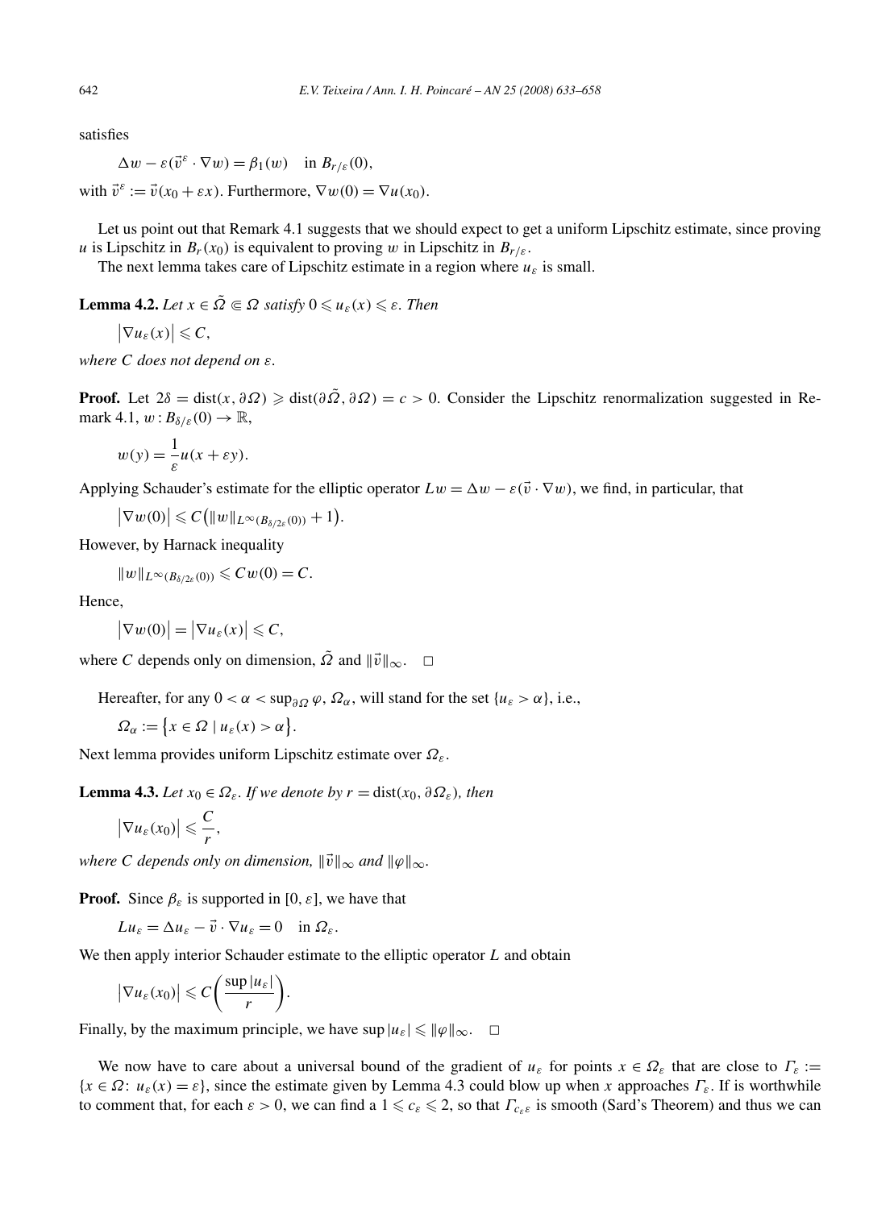satisfies

$$\Delta w - \varepsilon(\vec{v}^{\varepsilon} \cdot \nabla w) = \beta_1(w) \quad \text{in } B_{r/\varepsilon}(0),$$

with $\vec{v}^{\varepsilon} := \vec{v}(x_0 + \varepsilon x)$. Furthermore, $\nabla w(0) = \nabla u(x_0)$.

Let us point out that Remark 4.1 suggests that we should expect to get a uniform Lipschitz estimate, since proving $u$ is Lipschitz in $B_r(x_0)$ is equivalent to proving $w$ in Lipschitz in $B_{r/\varepsilon}$.

The next lemma takes care of Lipschitz estimate in a region where $u_\varepsilon$ is small.

**Lemma 4.2.** *Let $x \in \tilde{\Omega} \Subset \Omega$ satisfy $0 \leqslant u_\varepsilon(x) \leqslant \varepsilon$. Then*

$$\left|\nabla u_\varepsilon(x)\right| \leqslant C,$$

*where $C$ does not depend on $\varepsilon$.*

**Proof.** Let $2\delta = \operatorname{dist}(x, \partial\Omega) \geqslant \operatorname{dist}(\partial\tilde{\Omega}, \partial\Omega) = c > 0$. Consider the Lipschitz renormalization suggested in Remark 4.1, $w : B_{\delta/\varepsilon}(0) \to \mathbb{R}$,

$$w(y) = \frac{1}{\varepsilon} u(x + \varepsilon y).$$

Applying Schauder's estimate for the elliptic operator $Lw = \Delta w - \varepsilon(\vec{v} \cdot \nabla w)$, we find, in particular, that

$$\left|\nabla w(0)\right| \leqslant C\left(\|w\|_{L^\infty(B_{\delta/2\varepsilon}(0))} + 1\right).$$

However, by Harnack inequality

$$\|w\|_{L^\infty(B_{\delta/2\varepsilon}(0))} \leqslant C w(0) = C.$$

Hence,

$$\left|\nabla w(0)\right| = \left|\nabla u_\varepsilon(x)\right| \leqslant C,$$

where $C$ depends only on dimension, $\tilde{\Omega}$ and $\|\vec{v}\|_\infty$. $\square$

Hereafter, for any $0 < \alpha < \sup_{\partial\Omega} \varphi$, $\Omega_\alpha$, will stand for the set $\{u_\varepsilon > \alpha\}$, i.e.,

$$\Omega_\alpha := \left\{x \in \Omega \mid u_\varepsilon(x) > \alpha\right\}.$$

Next lemma provides uniform Lipschitz estimate over $\Omega_\varepsilon$.

**Lemma 4.3.** *Let $x_0 \in \Omega_\varepsilon$. If we denote by $r = \operatorname{dist}(x_0, \partial\Omega_\varepsilon)$, then*

$$\left|\nabla u_\varepsilon(x_0)\right| \leqslant \frac{C}{r},$$

*where $C$ depends only on dimension, $\|\vec{v}\|_\infty$ and $\|\varphi\|_\infty$.*

**Proof.** Since $\beta_\varepsilon$ is supported in $[0, \varepsilon]$, we have that

$$Lu_\varepsilon = \Delta u_\varepsilon - \vec{v} \cdot \nabla u_\varepsilon = 0 \quad \text{in } \Omega_\varepsilon.$$

We then apply interior Schauder estimate to the elliptic operator $L$ and obtain

$$\left|\nabla u_\varepsilon(x_0)\right| \leqslant C\left(\frac{\sup |u_\varepsilon|}{r}\right).$$

Finally, by the maximum principle, we have $\sup |u_\varepsilon| \leqslant \|\varphi\|_\infty$. $\square$

We now have to care about a universal bound of the gradient of $u_\varepsilon$ for points $x \in \Omega_\varepsilon$ that are close to $\Gamma_\varepsilon := \{x \in \Omega\colon u_\varepsilon(x) = \varepsilon\}$, since the estimate given by Lemma 4.3 could blow up when $x$ approaches $\Gamma_\varepsilon$. If is worthwhile to comment that, for each $\varepsilon > 0$, we can find a $1 \leqslant c_\varepsilon \leqslant 2$, so that $\Gamma_{c_\varepsilon \varepsilon}$ is smooth (Sard's Theorem) and thus we can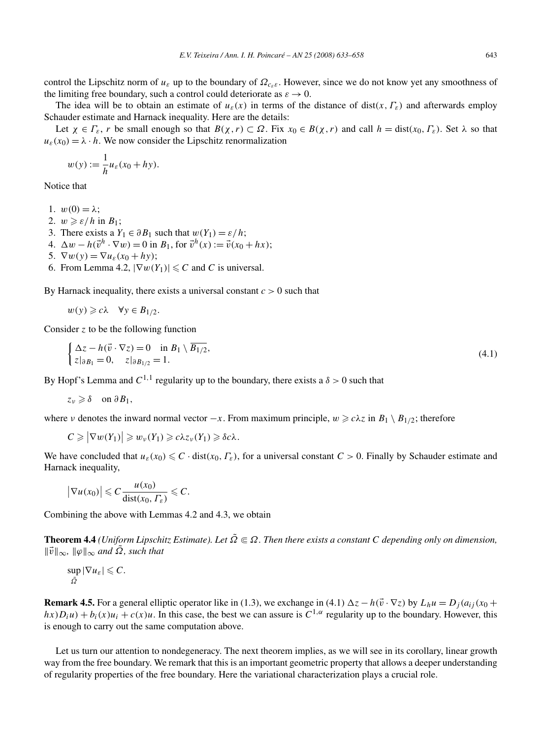control the Lipschitz norm of $u_\varepsilon$ up to the boundary of $\Omega_{c_\varepsilon \varepsilon}$. However, since we do not know yet any smoothness of the limiting free boundary, such a control could deteriorate as $\varepsilon \to 0$.

The idea will be to obtain an estimate of $u_\varepsilon(x)$ in terms of the distance of $\operatorname{dist}(x, \Gamma_\varepsilon)$ and afterwards employ Schauder estimate and Harnack inequality. Here are the details:

Let $\chi \in \Gamma_\varepsilon$, $r$ be small enough so that $B(\chi, r) \subset \Omega$. Fix $x_0 \in B(\chi, r)$ and call $h = \operatorname{dist}(x_0, \Gamma_\varepsilon)$. Set $\lambda$ so that $u_\varepsilon(x_0) = \lambda \cdot h$. We now consider the Lipschitz renormalization

$$w(y) := \frac{1}{h} u_\varepsilon(x_0 + hy).$$

Notice that

1. $w(0) = \lambda$;
2. $w \geqslant \varepsilon/h$ in $B_1$;
3. There exists a $Y_1 \in \partial B_1$ such that $w(Y_1) = \varepsilon/h$;
4. $\Delta w - h(\vec{v}^h \cdot \nabla w) = 0$ in $B_1$, for $\vec{v}^h(x) := \vec{v}(x_0 + hx)$;
5. $\nabla w(y) = \nabla u_\varepsilon(x_0 + hy)$;
6. From Lemma 4.2, $|\nabla w(Y_1)| \leqslant C$ and $C$ is universal.

By Harnack inequality, there exists a universal constant $c > 0$ such that

$$w(y) \geqslant c\lambda \quad \forall y \in B_{1/2}.$$

Consider $z$ to be the following function

$$\begin{cases} \Delta z - h(\vec{v} \cdot \nabla z) = 0 & \text{in } B_1 \setminus \overline{B_{1/2}}, \\ z|_{\partial B_1} = 0, \quad z|_{\partial B_{1/2}} = 1. \end{cases} \tag{4.1}$$

By Hopf's Lemma and $C^{1,1}$ regularity up to the boundary, there exists a $\delta > 0$ such that

$$z_\nu \geqslant \delta \quad \text{on } \partial B_1,$$

where $\nu$ denotes the inward normal vector $-x$. From maximum principle, $w \geqslant c\lambda z$ in $B_1 \setminus B_{1/2}$; therefore

$$C \geqslant \left|\nabla w(Y_1)\right| \geqslant w_\nu(Y_1) \geqslant c\lambda z_\nu(Y_1) \geqslant \delta c\lambda.$$

We have concluded that $u_\varepsilon(x_0) \leqslant C \cdot \operatorname{dist}(x_0, \Gamma_\varepsilon)$, for a universal constant $C > 0$. Finally by Schauder estimate and Harnack inequality,

$$\left|\nabla u(x_0)\right| \leqslant C \frac{u(x_0)}{\operatorname{dist}(x_0, \Gamma_\varepsilon)} \leqslant C.$$

Combining the above with Lemmas 4.2 and 4.3, we obtain

**Theorem 4.4** *(Uniform Lipschitz Estimate). Let $\tilde{\Omega} \Subset \Omega$. Then there exists a constant $C$ depending only on dimension, $\|\vec{v}\|_\infty$, $\|\varphi\|_\infty$ and $\tilde{\Omega}$, such that*

$$\sup_{\tilde{\Omega}} |\nabla u_\varepsilon| \leqslant C.$$

**Remark 4.5.** For a general elliptic operator like in (1.3), we exchange in (4.1) $\Delta z - h(\vec{v} \cdot \nabla z)$ by $L_h u = D_j(a_{ij}(x_0 + hx)D_i u) + b_i(x)u_i + c(x)u$. In this case, the best we can assure is $C^{1,\alpha}$ regularity up to the boundary. However, this is enough to carry out the same computation above.

Let us turn our attention to nondegeneracy. The next theorem implies, as we will see in its corollary, linear growth way from the free boundary. We remark that this is an important geometric property that allows a deeper understanding of regularity properties of the free boundary. Here the variational characterization plays a crucial role.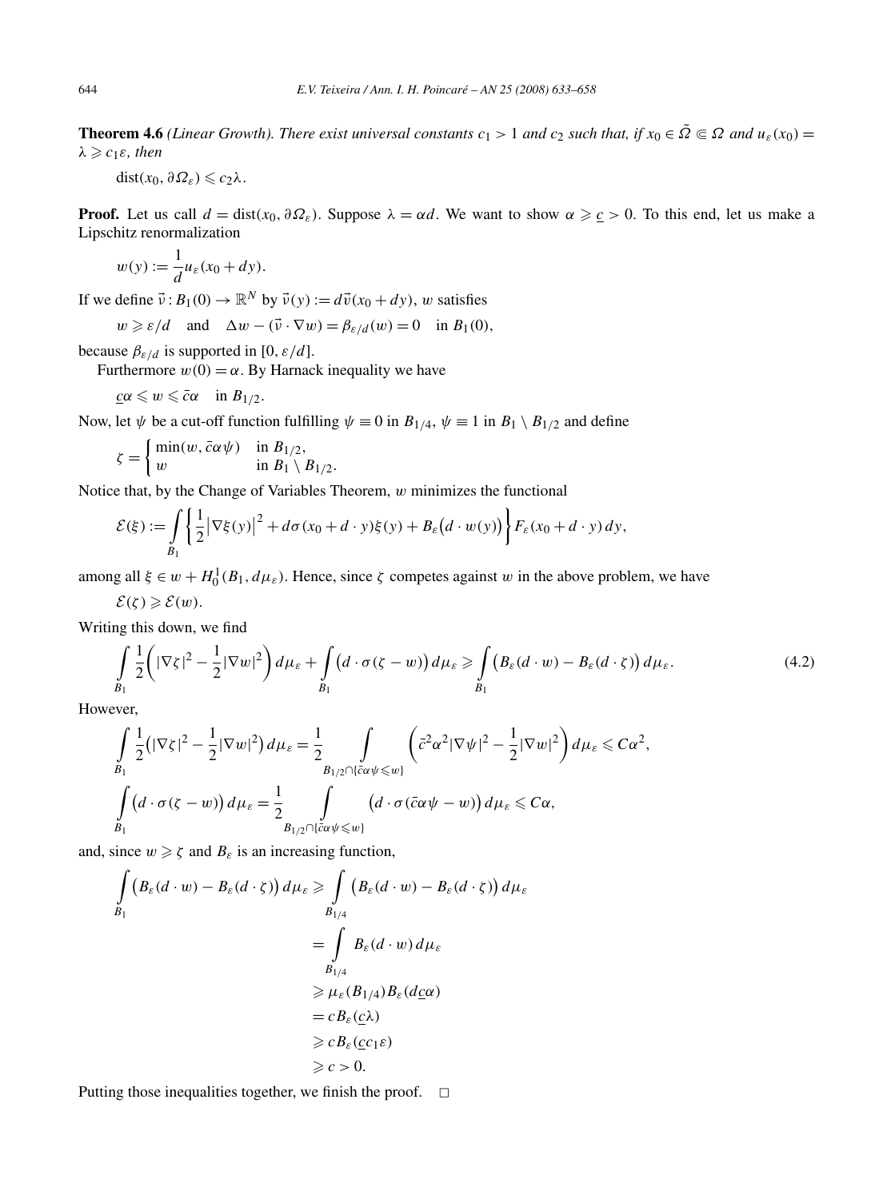**Theorem 4.6** *(Linear Growth). There exist universal constants $c_1 > 1$ and $c_2$ such that, if $x_0 \in \tilde{\Omega} \Subset \Omega$ and $u_\varepsilon(x_0) = \lambda \geqslant c_1\varepsilon$, then*

$$\operatorname{dist}(x_0, \partial\Omega_\varepsilon) \leqslant c_2\lambda.$$

**Proof.** Let us call $d = \operatorname{dist}(x_0, \partial\Omega_\varepsilon)$. Suppose $\lambda = \alpha d$. We want to show $\alpha \geqslant \underline{c} > 0$. To this end, let us make a Lipschitz renormalization

$$w(y) := \frac{1}{d} u_\varepsilon(x_0 + dy).$$

If we define $\vec{v} : B_1(0) \to \mathbb{R}^N$ by $\vec{v}(y) := d\vec{v}(x_0 + dy)$, $w$ satisfies

$$w \geqslant \varepsilon/d \quad \text{and} \quad \Delta w - (\vec{v} \cdot \nabla w) = \beta_{\varepsilon/d}(w) = 0 \quad \text{in } B_1(0),$$

because $\beta_{\varepsilon/d}$ is supported in $[0, \varepsilon/d]$.

Furthermore $w(0) = \alpha$. By Harnack inequality we have

$$\underline{c}\alpha \leqslant w \leqslant \bar{c}\alpha \quad \text{in } B_{1/2}.$$

Now, let $\psi$ be a cut-off function fulfilling $\psi \equiv 0$ in $B_{1/4}$, $\psi \equiv 1$ in $B_1 \setminus B_{1/2}$ and define

$$\zeta = \begin{cases} \min(w, \bar{c}\alpha\psi) & \text{in } B_{1/2}, \\ w & \text{in } B_1 \setminus B_{1/2}. \end{cases}$$

Notice that, by the Change of Variables Theorem, $w$ minimizes the functional

$$\mathcal{E}(\xi) := \int_{B_1} \left\{ \frac{1}{2} \left|\nabla \xi(y)\right|^2 + d\sigma(x_0 + d \cdot y)\xi(y) + B_\varepsilon\big(d \cdot w(y)\big) \right\} F_\varepsilon(x_0 + d \cdot y)\, dy,$$

among all $\xi \in w + H_0^1(B_1, d\mu_\varepsilon)$. Hence, since $\zeta$ competes against $w$ in the above problem, we have

$$\mathcal{E}(\zeta) \geqslant \mathcal{E}(w).$$

Writing this down, we find

$$\int_{B_1} \frac{1}{2}\left(|\nabla\zeta|^2 - \frac{1}{2}|\nabla w|^2\right) d\mu_\varepsilon + \int_{B_1} \big(d \cdot \sigma(\zeta - w)\big)\, d\mu_\varepsilon \geqslant \int_{B_1} \big(B_\varepsilon(d \cdot w) - B_\varepsilon(d \cdot \zeta)\big)\, d\mu_\varepsilon. \tag{4.2}$$

However,

$$\int_{B_1} \frac{1}{2}\big(|\nabla\zeta|^2 - \frac{1}{2}|\nabla w|^2\big)\, d\mu_\varepsilon = \frac{1}{2} \int_{B_{1/2} \cap \{\bar{c}\alpha\psi \leqslant w\}} \left(\bar{c}^2\alpha^2|\nabla\psi|^2 - \frac{1}{2}|\nabla w|^2\right) d\mu_\varepsilon \leqslant C\alpha^2,$$

$$\int_{B_1} \big(d \cdot \sigma(\zeta - w)\big)\, d\mu_\varepsilon = \frac{1}{2} \int_{B_{1/2} \cap \{\bar{c}\alpha\psi \leqslant w\}} \big(d \cdot \sigma(\bar{c}\alpha\psi - w)\big)\, d\mu_\varepsilon \leqslant C\alpha,$$

and, since $w \geqslant \zeta$ and $B_\varepsilon$ is an increasing function,

$$\begin{aligned}
\int_{B_1} \big(B_\varepsilon(d \cdot w) - B_\varepsilon(d \cdot \zeta)\big)\, d\mu_\varepsilon &\geqslant \int_{B_{1/4}} \big(B_\varepsilon(d \cdot w) - B_\varepsilon(d \cdot \zeta)\big)\, d\mu_\varepsilon \\
&= \int_{B_{1/4}} B_\varepsilon(d \cdot w)\, d\mu_\varepsilon \\
&\geqslant \mu_\varepsilon(B_{1/4}) B_\varepsilon(d\underline{c}\alpha) \\
&= c B_\varepsilon(\underline{c}\lambda) \\
&\geqslant c B_\varepsilon(\underline{c}c_1\varepsilon) \\
&\geqslant c > 0.
\end{aligned}$$

Putting those inequalities together, we finish the proof. □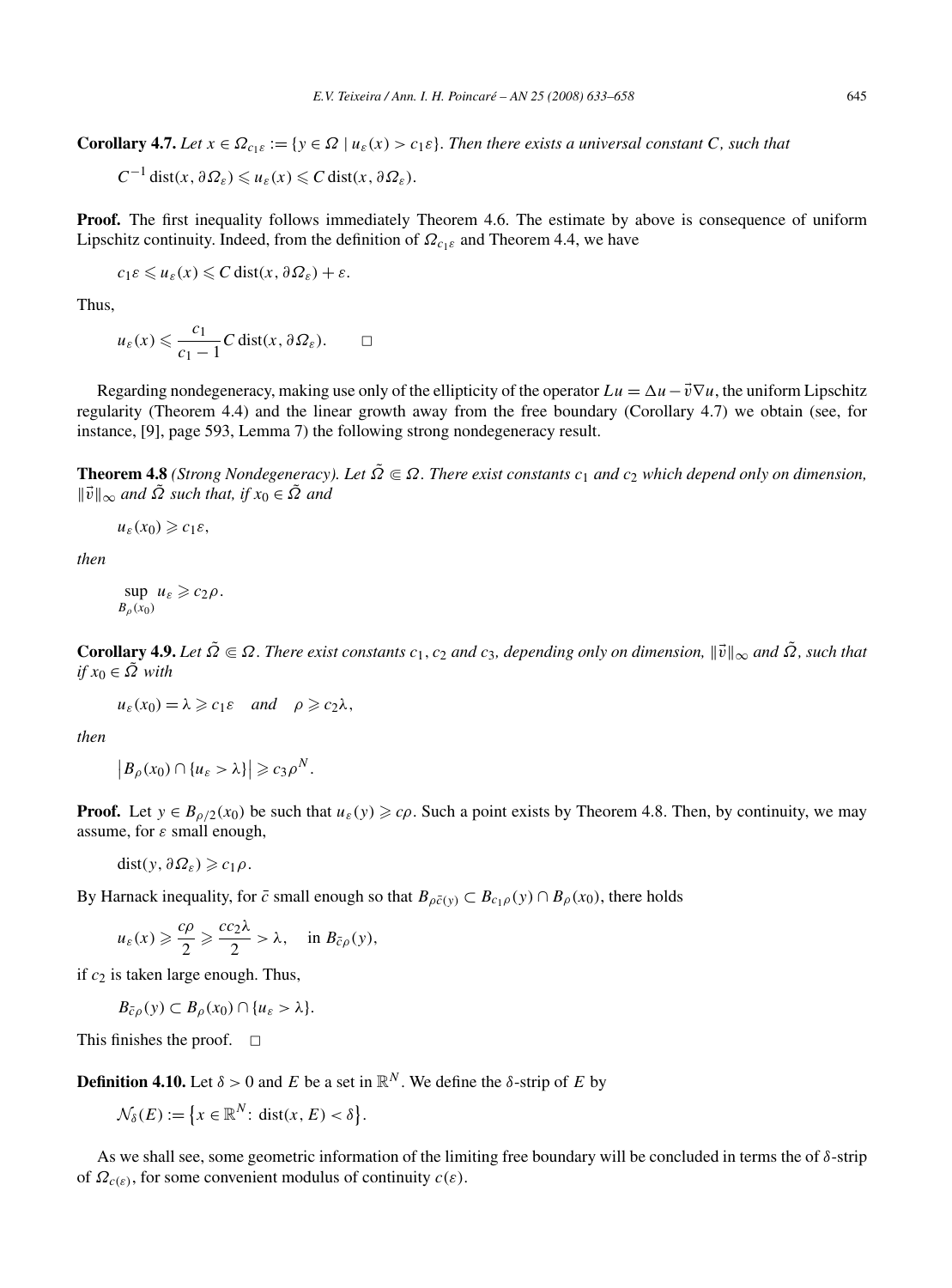**Corollary 4.7.** *Let $x \in \Omega_{c_1\varepsilon} := \{y \in \Omega \mid u_\varepsilon(x) > c_1\varepsilon\}$. Then there exists a universal constant $C$, such that*

$$C^{-1}\operatorname{dist}(x, \partial\Omega_\varepsilon) \leqslant u_\varepsilon(x) \leqslant C\operatorname{dist}(x, \partial\Omega_\varepsilon).$$

**Proof.** The first inequality follows immediately Theorem 4.6. The estimate by above is consequence of uniform Lipschitz continuity. Indeed, from the definition of $\Omega_{c_1\varepsilon}$ and Theorem 4.4, we have

$$c_1\varepsilon \leqslant u_\varepsilon(x) \leqslant C\operatorname{dist}(x, \partial\Omega_\varepsilon) + \varepsilon.$$

Thus,

$$u_\varepsilon(x) \leqslant \frac{c_1}{c_1 - 1} C\operatorname{dist}(x, \partial\Omega_\varepsilon). \qquad \square$$

Regarding nondegeneracy, making use only of the ellipticity of the operator $Lu = \Delta u - \vec{v}\nabla u$, the uniform Lipschitz regularity (Theorem 4.4) and the linear growth away from the free boundary (Corollary 4.7) we obtain (see, for instance, [9], page 593, Lemma 7) the following strong nondegeneracy result.

**Theorem 4.8** *(Strong Nondegeneracy). Let $\tilde{\Omega} \Subset \Omega$. There exist constants $c_1$ and $c_2$ which depend only on dimension, $\|\vec{v}\|_\infty$ and $\tilde{\Omega}$ such that, if $x_0 \in \tilde{\Omega}$ and*

$$u_\varepsilon(x_0) \geqslant c_1\varepsilon,$$

*then*

$$\sup_{B_\rho(x_0)} u_\varepsilon \geqslant c_2\rho.$$

**Corollary 4.9.** *Let $\tilde{\Omega} \Subset \Omega$. There exist constants $c_1$, $c_2$ and $c_3$, depending only on dimension, $\|\vec{v}\|_\infty$ and $\tilde{\Omega}$, such that if $x_0 \in \tilde{\Omega}$ with*

$$u_\varepsilon(x_0) = \lambda \geqslant c_1\varepsilon \quad \text{and} \quad \rho \geqslant c_2\lambda,$$

*then*

$$\left|B_\rho(x_0) \cap \{u_\varepsilon > \lambda\}\right| \geqslant c_3\rho^N.$$

**Proof.** Let $y \in B_{\rho/2}(x_0)$ be such that $u_\varepsilon(y) \geqslant c\rho$. Such a point exists by Theorem 4.8. Then, by continuity, we may assume, for $\varepsilon$ small enough,

$$\operatorname{dist}(y, \partial\Omega_\varepsilon) \geqslant c_1\rho.$$

By Harnack inequality, for $\bar{c}$ small enough so that $B_{\rho\bar{c}(y)} \subset B_{c_1\rho}(y) \cap B_\rho(x_0)$, there holds

$$u_\varepsilon(x) \geqslant \frac{c\rho}{2} \geqslant \frac{cc_2\lambda}{2} > \lambda, \quad \text{in } B_{\bar{c}\rho}(y),$$

if $c_2$ is taken large enough. Thus,

$$B_{\bar{c}\rho}(y) \subset B_\rho(x_0) \cap \{u_\varepsilon > \lambda\}.$$

This finishes the proof. $\square$

**Definition 4.10.** Let $\delta > 0$ and $E$ be a set in $\mathbb{R}^N$. We define the $\delta$-strip of $E$ by

$$\mathcal{N}_\delta(E) := \left\{x \in \mathbb{R}^N \colon \operatorname{dist}(x, E) < \delta\right\}.$$

As we shall see, some geometric information of the limiting free boundary will be concluded in terms the of $\delta$-strip of $\Omega_{c(\varepsilon)}$, for some convenient modulus of continuity $c(\varepsilon)$.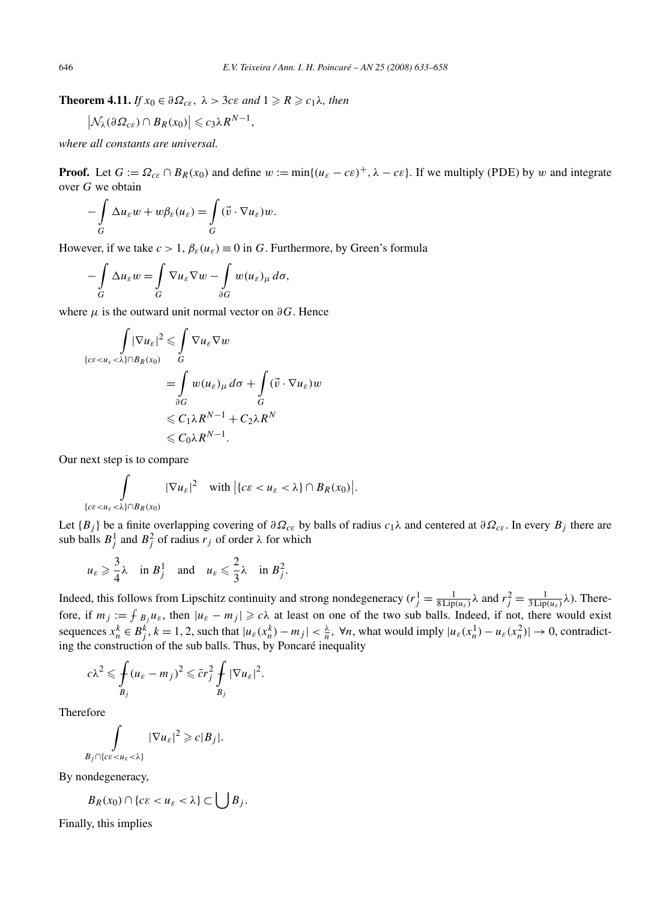**Theorem 4.11.** *If $x_0 \in \partial\Omega_{c\varepsilon}$, $\lambda > 3c\varepsilon$ and $1 \geqslant R \geqslant c_1\lambda$, then*

$$\left|\mathcal{N}_\lambda(\partial\Omega_{c\varepsilon}) \cap B_R(x_0)\right| \leqslant c_3 \lambda R^{N-1},$$

*where all constants are universal.*

**Proof.** Let $G := \Omega_{c\varepsilon} \cap B_R(x_0)$ and define $w := \min\{(u_\varepsilon - c\varepsilon)^+, \lambda - c\varepsilon\}$. If we multiply (PDE) by $w$ and integrate over $G$ we obtain

$$-\int_G \Delta u_\varepsilon w + w\beta_\varepsilon(u_\varepsilon) = \int_G (\vec{v} \cdot \nabla u_\varepsilon) w.$$

However, if we take $c > 1$, $\beta_\varepsilon(u_\varepsilon) \equiv 0$ in $G$. Furthermore, by Green's formula

$$-\int_G \Delta u_\varepsilon w = \int_G \nabla u_\varepsilon \nabla w - \int_{\partial G} w(u_\varepsilon)_\mu \, d\sigma,$$

where $\mu$ is the outward unit normal vector on $\partial G$. Hence

$$\begin{aligned}
\int_{\{c\varepsilon < u_\varepsilon < \lambda\} \cap B_R(x_0)} |\nabla u_\varepsilon|^2 &\leqslant \int_G \nabla u_\varepsilon \nabla w \\
&= \int_{\partial G} w(u_\varepsilon)_\mu \, d\sigma + \int_G (\vec{v} \cdot \nabla u_\varepsilon) w \\
&\leqslant C_1 \lambda R^{N-1} + C_2 \lambda R^N \\
&\leqslant C_0 \lambda R^{N-1}.
\end{aligned}$$

Our next step is to compare

$$\int_{\{c\varepsilon < u_\varepsilon < \lambda\} \cap B_R(x_0)} |\nabla u_\varepsilon|^2 \quad \text{with } \left|\{c\varepsilon < u_\varepsilon < \lambda\} \cap B_R(x_0)\right|.$$

Let $\{B_j\}$ be a finite overlapping covering of $\partial\Omega_{c\varepsilon}$ by balls of radius $c_1\lambda$ and centered at $\partial\Omega_{c\varepsilon}$. In every $B_j$ there are sub balls $B_j^1$ and $B_j^2$ of radius $r_j$ of order $\lambda$ for which

$$u_\varepsilon \geqslant \frac{3}{4}\lambda \quad \text{in } B_j^1 \quad \text{and} \quad u_\varepsilon \leqslant \frac{2}{3}\lambda \quad \text{in } B_j^2.$$

Indeed, this follows from Lipschitz continuity and strong nondegeneracy ($r_j^1 = \frac{1}{8\,\mathrm{Lip}(u_\varepsilon)}\lambda$ and $r_j^2 = \frac{1}{3\,\mathrm{Lip}(u_\varepsilon)}\lambda$). Therefore, if $m_j := ⨍_{B_j} u_\varepsilon$, then $|u_\varepsilon - m_j| \geqslant c\lambda$ at least on one of the two sub balls. Indeed, if not, there would exist sequences $x_n^k \in B_j^k$, $k = 1, 2$, such that $|u_\varepsilon(x_n^k) - m_j| < \frac{\lambda}{n}$, $\forall n$, what would imply $|u_\varepsilon(x_n^1) - u_\varepsilon(x_n^2)| \to 0$, contradicting the construction of the sub balls. Thus, by Poncaré inequality

$$c\lambda^2 \leqslant ⨍_{B_j} (u_\varepsilon - m_j)^2 \leqslant \bar{c} r_j^2 ⨍_{B_j} |\nabla u_\varepsilon|^2.$$

Therefore

$$\int_{B_j \cap \{c\varepsilon < u_\varepsilon < \lambda\}} |\nabla u_\varepsilon|^2 \geqslant c|B_j|.$$

By nondegeneracy,

$$B_R(x_0) \cap \{c\varepsilon < u_\varepsilon < \lambda\} \subset \bigcup B_j.$$

Finally, this implies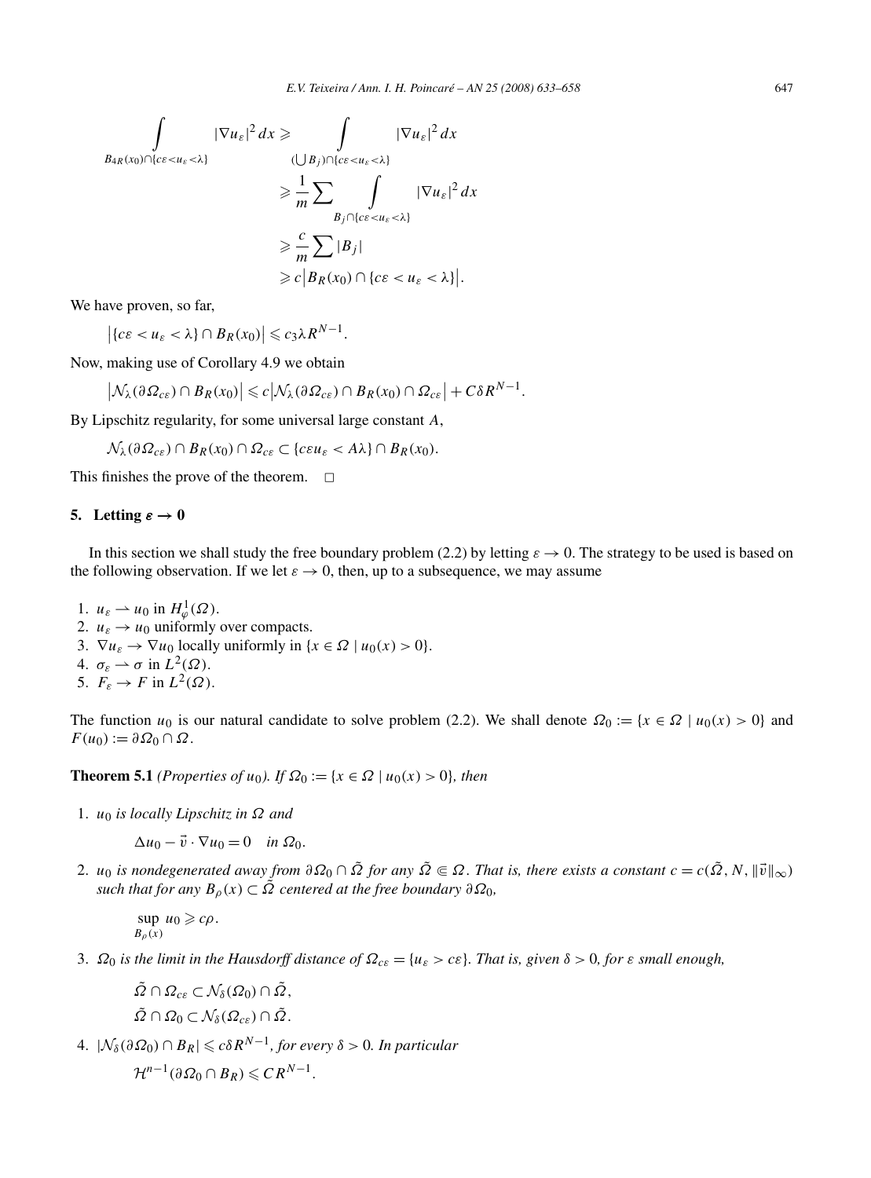$$
\begin{aligned}
\int_{B_{4R}(x_0)\cap\{c\varepsilon<u_\varepsilon<\lambda\}} |\nabla u_\varepsilon|^2\,dx &\geqslant \int_{(\bigcup B_j)\cap\{c\varepsilon<u_\varepsilon<\lambda\}} |\nabla u_\varepsilon|^2\,dx \\
&\geqslant \frac{1}{m}\sum \int_{B_j\cap\{c\varepsilon<u_\varepsilon<\lambda\}} |\nabla u_\varepsilon|^2\,dx \\
&\geqslant \frac{c}{m}\sum |B_j| \\
&\geqslant c\big|B_R(x_0)\cap\{c\varepsilon<u_\varepsilon<\lambda\}\big|.
\end{aligned}
$$

We have proven, so far,

$$
\big|\{c\varepsilon<u_\varepsilon<\lambda\}\cap B_R(x_0)\big| \leqslant c_3\lambda R^{N-1}.
$$

Now, making use of Corollary 4.9 we obtain

$$
\big|\mathcal{N}_\lambda(\partial\Omega_{c\varepsilon})\cap B_R(x_0)\big| \leqslant c\big|\mathcal{N}_\lambda(\partial\Omega_{c\varepsilon})\cap B_R(x_0)\cap\Omega_{c\varepsilon}\big| + C\delta R^{N-1}.
$$

By Lipschitz regularity, for some universal large constant $A$,

$$
\mathcal{N}_\lambda(\partial\Omega_{c\varepsilon})\cap B_R(x_0)\cap\Omega_{c\varepsilon} \subset \{c\varepsilon u_\varepsilon < A\lambda\}\cap B_R(x_0).
$$

This finishes the prove of the theorem. $\square$

## 5. Letting $\varepsilon \to 0$

In this section we shall study the free boundary problem (2.2) by letting $\varepsilon \to 0$. The strategy to be used is based on the following observation. If we let $\varepsilon \to 0$, then, up to a subsequence, we may assume

1. $u_\varepsilon \rightharpoonup u_0$ in $H^1_\varphi(\Omega)$.
2. $u_\varepsilon \to u_0$ uniformly over compacts.
3. $\nabla u_\varepsilon \to \nabla u_0$ locally uniformly in $\{x\in\Omega \mid u_0(x)>0\}$.
4. $\sigma_\varepsilon \rightharpoonup \sigma$ in $L^2(\Omega)$.
5. $F_\varepsilon \to F$ in $L^2(\Omega)$.

The function $u_0$ is our natural candidate to solve problem (2.2). We shall denote $\Omega_0 := \{x\in\Omega \mid u_0(x)>0\}$ and $F(u_0) := \partial\Omega_0\cap\Omega$.

**Theorem 5.1** *(Properties of $u_0$). If $\Omega_0 := \{x\in\Omega \mid u_0(x)>0\}$, then*

1. *$u_0$ is locally Lipschitz in $\Omega$ and*

$$
\Delta u_0 - \vec{v}\cdot\nabla u_0 = 0 \quad \text{in } \Omega_0.
$$

2. *$u_0$ is nondegenerated away from $\partial\Omega_0\cap\tilde{\Omega}$ for any $\tilde{\Omega}\Subset\Omega$. That is, there exists a constant $c=c(\tilde{\Omega},N,\|\vec{v}\|_\infty)$ such that for any $B_\rho(x)\subset\tilde{\Omega}$ centered at the free boundary $\partial\Omega_0$,*

$$
\sup_{B_\rho(x)} u_0 \geqslant c\rho.
$$

3. *$\Omega_0$ is the limit in the Hausdorff distance of $\Omega_{c\varepsilon}=\{u_\varepsilon>c\varepsilon\}$. That is, given $\delta>0$, for $\varepsilon$ small enough,*

$$
\begin{aligned}
&\tilde{\Omega}\cap\Omega_{c\varepsilon}\subset\mathcal{N}_\delta(\Omega_0)\cap\tilde{\Omega},\\
&\tilde{\Omega}\cap\Omega_0\subset\mathcal{N}_\delta(\Omega_{c\varepsilon})\cap\tilde{\Omega}.
\end{aligned}
$$

4. *$|\mathcal{N}_\delta(\partial\Omega_0)\cap B_R|\leqslant c\delta R^{N-1}$, for every $\delta>0$. In particular*

$$
\mathcal{H}^{n-1}(\partial\Omega_0\cap B_R)\leqslant CR^{N-1}.
$$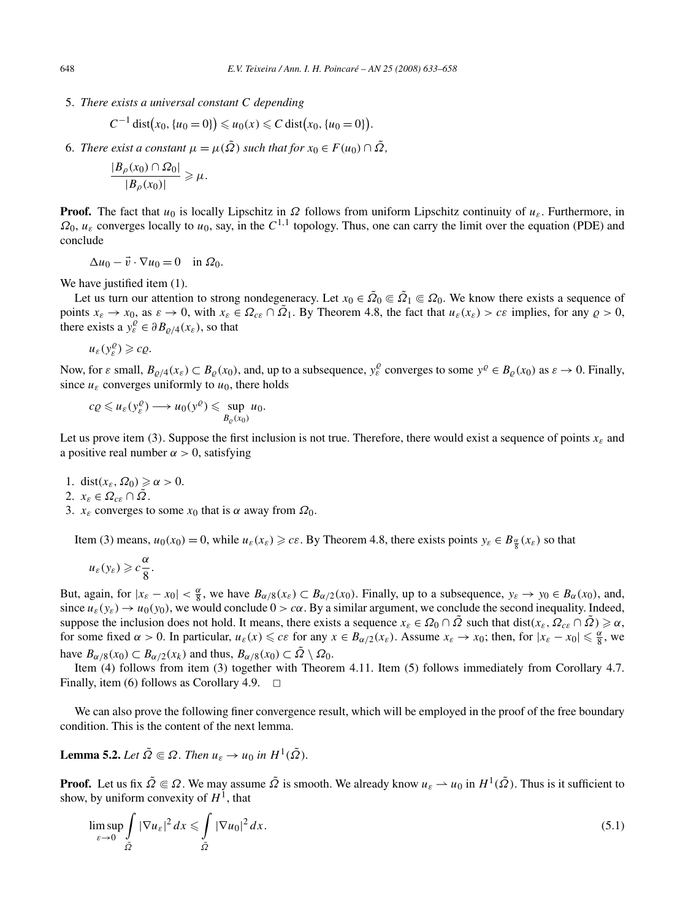5. *There exists a universal constant $C$ depending*

$$C^{-1} \operatorname{dist}\big(x_0, \{u_0 = 0\}\big) \leqslant u_0(x) \leqslant C \operatorname{dist}\big(x_0, \{u_0 = 0\}\big).$$

6. *There exist a constant $\mu = \mu(\tilde{\Omega})$ such that for $x_0 \in F(u_0) \cap \tilde{\Omega}$,*

$$\frac{|B_\rho(x_0) \cap \Omega_0|}{|B_\rho(x_0)|} \geqslant \mu.$$

**Proof.** The fact that $u_0$ is locally Lipschitz in $\Omega$ follows from uniform Lipschitz continuity of $u_\varepsilon$. Furthermore, in $\Omega_0$, $u_\varepsilon$ converges locally to $u_0$, say, in the $C^{1,1}$ topology. Thus, one can carry the limit over the equation (PDE) and conclude

$$\Delta u_0 - \vec{v} \cdot \nabla u_0 = 0 \quad \text{in } \Omega_0.$$

We have justified item (1).

Let us turn our attention to strong nondegeneracy. Let $x_0 \in \tilde{\Omega}_0 \Subset \tilde{\Omega}_1 \Subset \Omega_0$. We know there exists a sequence of points $x_\varepsilon \to x_0$, as $\varepsilon \to 0$, with $x_\varepsilon \in \Omega_{c\varepsilon} \cap \tilde{\Omega}_1$. By Theorem 4.8, the fact that $u_\varepsilon(x_\varepsilon) > c\varepsilon$ implies, for any $\varrho > 0$, there exists a $y_\varepsilon^\varrho \in \partial B_{\varrho/4}(x_\varepsilon)$, so that

$$u_\varepsilon(y_\varepsilon^\varrho) \geqslant c\varrho.$$

Now, for $\varepsilon$ small, $B_{\varrho/4}(x_\varepsilon) \subset B_\varrho(x_0)$, and, up to a subsequence, $y_\varepsilon^\varrho$ converges to some $y^\varrho \in B_\varrho(x_0)$ as $\varepsilon \to 0$. Finally, since $u_\varepsilon$ converges uniformly to $u_0$, there holds

$$c\varrho \leqslant u_\varepsilon(y_\varepsilon^\varrho) \longrightarrow u_0(y^\varrho) \leqslant \sup_{B_\varrho(x_0)} u_0.$$

Let us prove item (3). Suppose the first inclusion is not true. Therefore, there would exist a sequence of points $x_\varepsilon$ and a positive real number $\alpha > 0$, satisfying

1. $\operatorname{dist}(x_\varepsilon, \Omega_0) \geqslant \alpha > 0$.
2. $x_\varepsilon \in \Omega_{c\varepsilon} \cap \tilde{\Omega}$.
3. $x_\varepsilon$ converges to some $x_0$ that is $\alpha$ away from $\Omega_0$.

Item (3) means, $u_0(x_0) = 0$, while $u_\varepsilon(x_\varepsilon) \geqslant c\varepsilon$. By Theorem 4.8, there exists points $y_\varepsilon \in B_{\frac{\alpha}{8}}(x_\varepsilon)$ so that

$$u_\varepsilon(y_\varepsilon) \geqslant c\frac{\alpha}{8}.$$

But, again, for $|x_\varepsilon - x_0| < \frac{\alpha}{8}$, we have $B_{\alpha/8}(x_\varepsilon) \subset B_{\alpha/2}(x_0)$. Finally, up to a subsequence, $y_\varepsilon \to y_0 \in B_\alpha(x_0)$, and, since $u_\varepsilon(y_\varepsilon) \to u_0(y_0)$, we would conclude $0 > c\alpha$. By a similar argument, we conclude the second inequality. Indeed, suppose the inclusion does not hold. It means, there exists a sequence $x_\varepsilon \in \Omega_0 \cap \tilde{\Omega}$ such that $\operatorname{dist}(x_\varepsilon, \Omega_{c\varepsilon} \cap \tilde{\Omega}) \geqslant \alpha$, for some fixed $\alpha > 0$. In particular, $u_\varepsilon(x) \leqslant c\varepsilon$ for any $x \in B_{\alpha/2}(x_\varepsilon)$. Assume $x_\varepsilon \to x_0$; then, for $|x_\varepsilon - x_0| \leqslant \frac{\alpha}{8}$, we have $B_{\alpha/8}(x_0) \subset B_{\alpha/2}(x_k)$ and thus, $B_{\alpha/8}(x_0) \subset \tilde{\Omega} \setminus \Omega_0$.

Item (4) follows from item (3) together with Theorem 4.11. Item (5) follows immediately from Corollary 4.7. Finally, item (6) follows as Corollary 4.9. $\square$

We can also prove the following finer convergence result, which will be employed in the proof of the free boundary condition. This is the content of the next lemma.

**Lemma 5.2.** *Let $\tilde{\Omega} \Subset \Omega$. Then $u_\varepsilon \to u_0$ in $H^1(\tilde{\Omega})$.*

**Proof.** Let us fix $\tilde{\Omega} \Subset \Omega$. We may assume $\tilde{\Omega}$ is smooth. We already know $u_\varepsilon \rightharpoonup u_0$ in $H^1(\tilde{\Omega})$. Thus is it sufficient to show, by uniform convexity of $H^1$, that

$$\limsup_{\varepsilon \to 0} \int_{\tilde{\Omega}} |\nabla u_\varepsilon|^2 \, dx \leqslant \int_{\tilde{\Omega}} |\nabla u_0|^2 \, dx. \tag{5.1}$$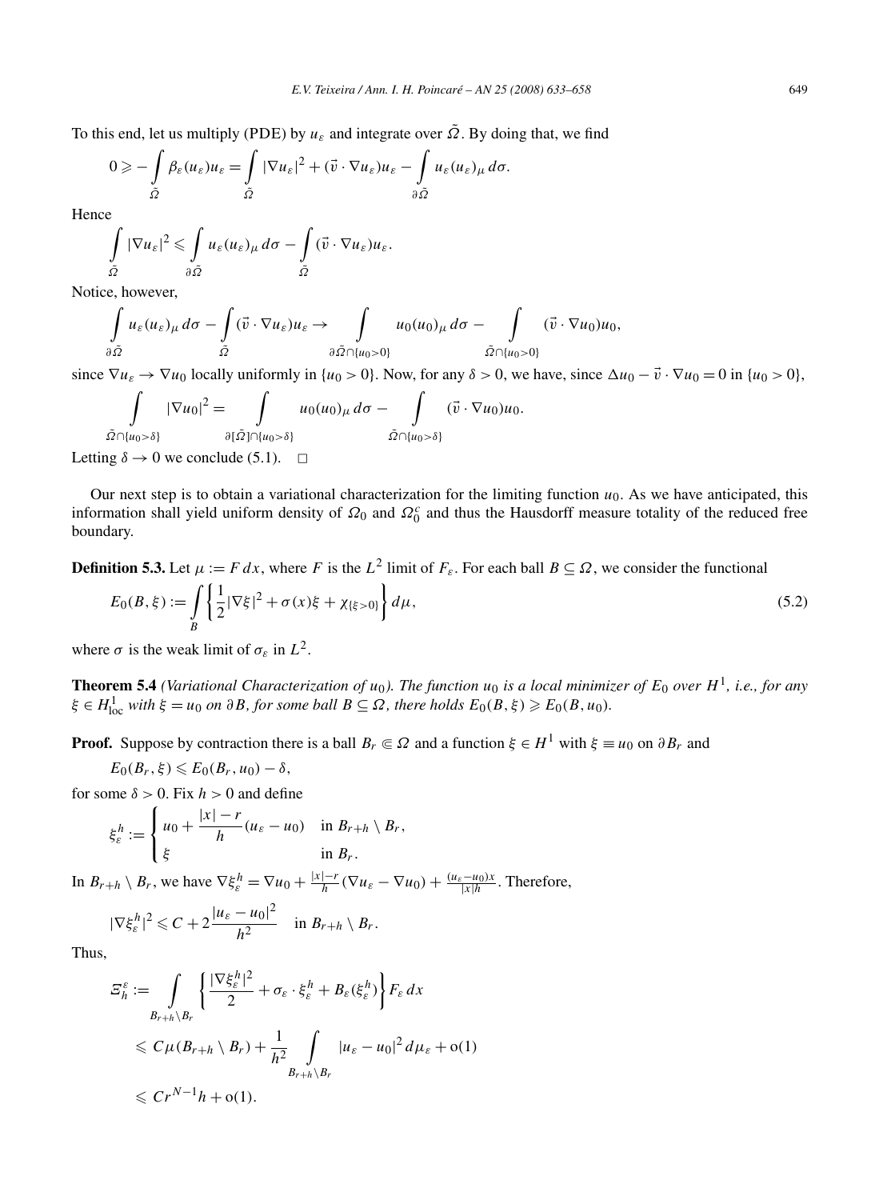To this end, let us multiply (PDE) by $u_\varepsilon$ and integrate over $\tilde{\Omega}$. By doing that, we find

$$0 \geqslant -\int_{\tilde{\Omega}} \beta_\varepsilon(u_\varepsilon)u_\varepsilon = \int_{\tilde{\Omega}} |\nabla u_\varepsilon|^2 + (\vec{v}\cdot\nabla u_\varepsilon)u_\varepsilon - \int_{\partial\tilde{\Omega}} u_\varepsilon (u_\varepsilon)_\mu \, d\sigma.$$

Hence

$$\int_{\tilde{\Omega}} |\nabla u_\varepsilon|^2 \leqslant \int_{\partial\tilde{\Omega}} u_\varepsilon (u_\varepsilon)_\mu \, d\sigma - \int_{\tilde{\Omega}} (\vec{v}\cdot\nabla u_\varepsilon)u_\varepsilon.$$

Notice, however,

$$\int_{\partial\tilde{\Omega}} u_\varepsilon (u_\varepsilon)_\mu \, d\sigma - \int_{\tilde{\Omega}} (\vec{v}\cdot\nabla u_\varepsilon)u_\varepsilon \to \int_{\partial\tilde{\Omega}\cap\{u_0>0\}} u_0 (u_0)_\mu \, d\sigma - \int_{\tilde{\Omega}\cap\{u_0>0\}} (\vec{v}\cdot\nabla u_0)u_0,$$

since $\nabla u_\varepsilon \to \nabla u_0$ locally uniformly in $\{u_0 > 0\}$. Now, for any $\delta > 0$, we have, since $\Delta u_0 - \vec{v}\cdot\nabla u_0 = 0$ in $\{u_0 > 0\}$,

$$\int_{\tilde{\Omega}\cap\{u_0>\delta\}} |\nabla u_0|^2 = \int_{\partial[\tilde{\Omega}]\cap\{u_0>\delta\}} u_0 (u_0)_\mu \, d\sigma - \int_{\tilde{\Omega}\cap\{u_0>\delta\}} (\vec{v}\cdot\nabla u_0)u_0.$$

Letting $\delta \to 0$ we conclude (5.1). $\square$

Our next step is to obtain a variational characterization for the limiting function $u_0$. As we have anticipated, this information shall yield uniform density of $\Omega_0$ and $\Omega_0^c$ and thus the Hausdorff measure totality of the reduced free boundary.

**Definition 5.3.** Let $\mu := F\,dx$, where $F$ is the $L^2$ limit of $F_\varepsilon$. For each ball $B \subseteq \Omega$, we consider the functional

$$E_0(B,\xi) := \int_B \left\{ \frac{1}{2}|\nabla\xi|^2 + \sigma(x)\xi + \chi_{\{\xi>0\}} \right\} d\mu, \tag{5.2}$$

where $\sigma$ is the weak limit of $\sigma_\varepsilon$ in $L^2$.

**Theorem 5.4** *(Variational Characterization of $u_0$). The function $u_0$ is a local minimizer of $E_0$ over $H^1$, i.e., for any $\xi \in H^1_{\text{loc}}$ with $\xi = u_0$ on $\partial B$, for some ball $B \subseteq \Omega$, there holds $E_0(B,\xi) \geqslant E_0(B,u_0)$.*

**Proof.** Suppose by contraction there is a ball $B_r \Subset \Omega$ and a function $\xi \in H^1$ with $\xi \equiv u_0$ on $\partial B_r$ and

$$E_0(B_r,\xi) \leqslant E_0(B_r,u_0) - \delta,$$

for some $\delta > 0$. Fix $h > 0$ and define

$$\xi_\varepsilon^h := \begin{cases} u_0 + \dfrac{|x|-r}{h}(u_\varepsilon - u_0) & \text{in } B_{r+h}\setminus B_r, \\ \xi & \text{in } B_r. \end{cases}$$

In $B_{r+h}\setminus B_r$, we have $\nabla\xi_\varepsilon^h = \nabla u_0 + \frac{|x|-r}{h}(\nabla u_\varepsilon - \nabla u_0) + \frac{(u_\varepsilon - u_0)x}{|x|h}$. Therefore,

$$|\nabla\xi_\varepsilon^h|^2 \leqslant C + 2\frac{|u_\varepsilon - u_0|^2}{h^2} \quad \text{in } B_{r+h}\setminus B_r.$$

Thus,

$$\begin{aligned}
\Xi_h^\varepsilon &:= \int_{B_{r+h}\setminus B_r} \left\{ \frac{|\nabla\xi_\varepsilon^h|^2}{2} + \sigma_\varepsilon\cdot\xi_\varepsilon^h + B_\varepsilon(\xi_\varepsilon^h) \right\} F_\varepsilon \, dx \\
&\leqslant C\mu(B_{r+h}\setminus B_r) + \frac{1}{h^2}\int_{B_{r+h}\setminus B_r} |u_\varepsilon - u_0|^2 \, d\mu_\varepsilon + \mathrm{o}(1) \\
&\leqslant Cr^{N-1}h + \mathrm{o}(1).
\end{aligned}$$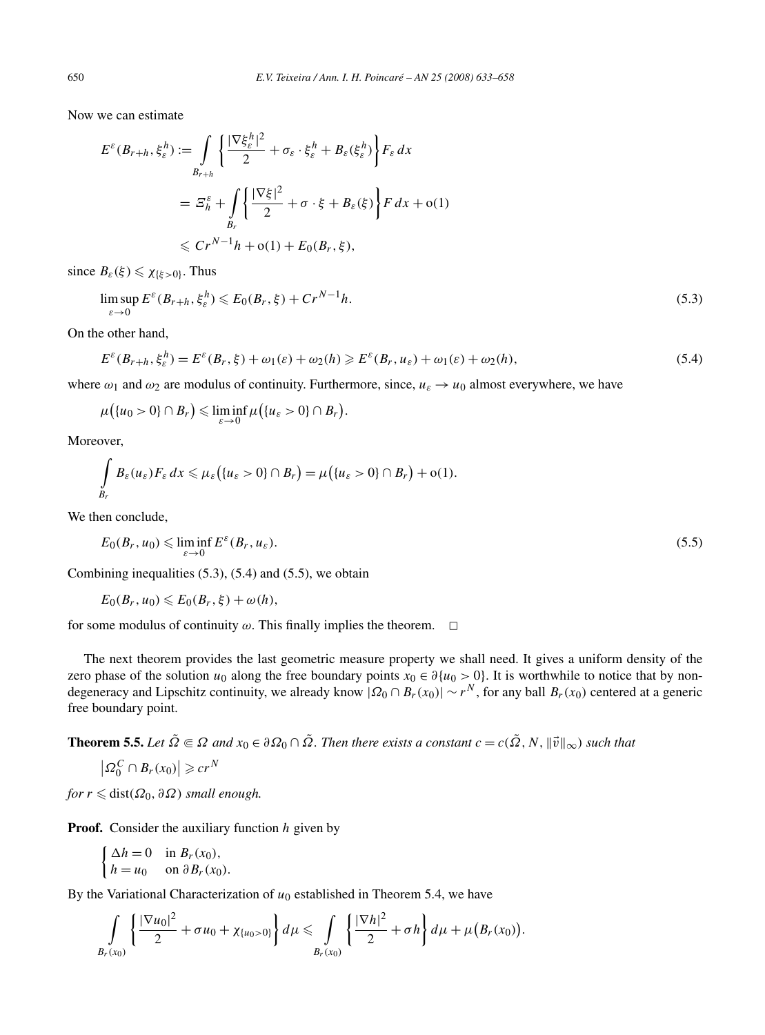Now we can estimate

$$
\begin{aligned}
E^\varepsilon(B_{r+h}, \xi_\varepsilon^h) &:= \int_{B_{r+h}} \left\{ \frac{|\nabla \xi_\varepsilon^h|^2}{2} + \sigma_\varepsilon \cdot \xi_\varepsilon^h + B_\varepsilon(\xi_\varepsilon^h) \right\} F_\varepsilon \, dx \\
&= \Xi_h^\varepsilon + \int_{B_r} \left\{ \frac{|\nabla \xi|^2}{2} + \sigma \cdot \xi + B_\varepsilon(\xi) \right\} F \, dx + \mathrm{o}(1) \\
&\leqslant C r^{N-1} h + \mathrm{o}(1) + E_0(B_r, \xi),
\end{aligned}
$$

since $B_\varepsilon(\xi) \leqslant \chi_{\{\xi > 0\}}$. Thus

$$
\limsup_{\varepsilon \to 0} E^\varepsilon(B_{r+h}, \xi_\varepsilon^h) \leqslant E_0(B_r, \xi) + C r^{N-1} h. \tag{5.3}
$$

On the other hand,

$$
E^\varepsilon(B_{r+h}, \xi_\varepsilon^h) = E^\varepsilon(B_r, \xi) + \omega_1(\varepsilon) + \omega_2(h) \geqslant E^\varepsilon(B_r, u_\varepsilon) + \omega_1(\varepsilon) + \omega_2(h), \tag{5.4}
$$

where $\omega_1$ and $\omega_2$ are modulus of continuity. Furthermore, since, $u_\varepsilon \to u_0$ almost everywhere, we have

$$
\mu\big(\{u_0 > 0\} \cap B_r\big) \leqslant \liminf_{\varepsilon \to 0} \mu\big(\{u_\varepsilon > 0\} \cap B_r\big).
$$

Moreover,

$$
\int_{B_r} B_\varepsilon(u_\varepsilon) F_\varepsilon \, dx \leqslant \mu_\varepsilon\big(\{u_\varepsilon > 0\} \cap B_r\big) = \mu\big(\{u_\varepsilon > 0\} \cap B_r\big) + \mathrm{o}(1).
$$

We then conclude,

$$
E_0(B_r, u_0) \leqslant \liminf_{\varepsilon \to 0} E^\varepsilon(B_r, u_\varepsilon). \tag{5.5}
$$

Combining inequalities (5.3), (5.4) and (5.5), we obtain

$$
E_0(B_r, u_0) \leqslant E_0(B_r, \xi) + \omega(h),
$$

for some modulus of continuity $\omega$. This finally implies the theorem. $\square$

The next theorem provides the last geometric measure property we shall need. It gives a uniform density of the zero phase of the solution $u_0$ along the free boundary points $x_0 \in \partial\{u_0 > 0\}$. It is worthwhile to notice that by non-degeneracy and Lipschitz continuity, we already know $|\Omega_0 \cap B_r(x_0)| \sim r^N$, for any ball $B_r(x_0)$ centered at a generic free boundary point.

**Theorem 5.5.** *Let $\tilde{\Omega} \Subset \Omega$ and $x_0 \in \partial\Omega_0 \cap \tilde{\Omega}$. Then there exists a constant $c = c(\tilde{\Omega}, N, \|\vec{v}\|_\infty)$ such that*

$$
\big|\Omega_0^C \cap B_r(x_0)\big| \geqslant c r^N
$$

*for $r \leqslant \operatorname{dist}(\Omega_0, \partial\Omega)$ small enough.*

**Proof.** Consider the auxiliary function $h$ given by

$$
\begin{cases}
\Delta h = 0 & \text{in } B_r(x_0), \\
h = u_0 & \text{on } \partial B_r(x_0).
\end{cases}
$$

By the Variational Characterization of $u_0$ established in Theorem 5.4, we have

$$
\int_{B_r(x_0)} \left\{ \frac{|\nabla u_0|^2}{2} + \sigma u_0 + \chi_{\{u_0 > 0\}} \right\} d\mu \leqslant \int_{B_r(x_0)} \left\{ \frac{|\nabla h|^2}{2} + \sigma h \right\} d\mu + \mu\big(B_r(x_0)\big).
$$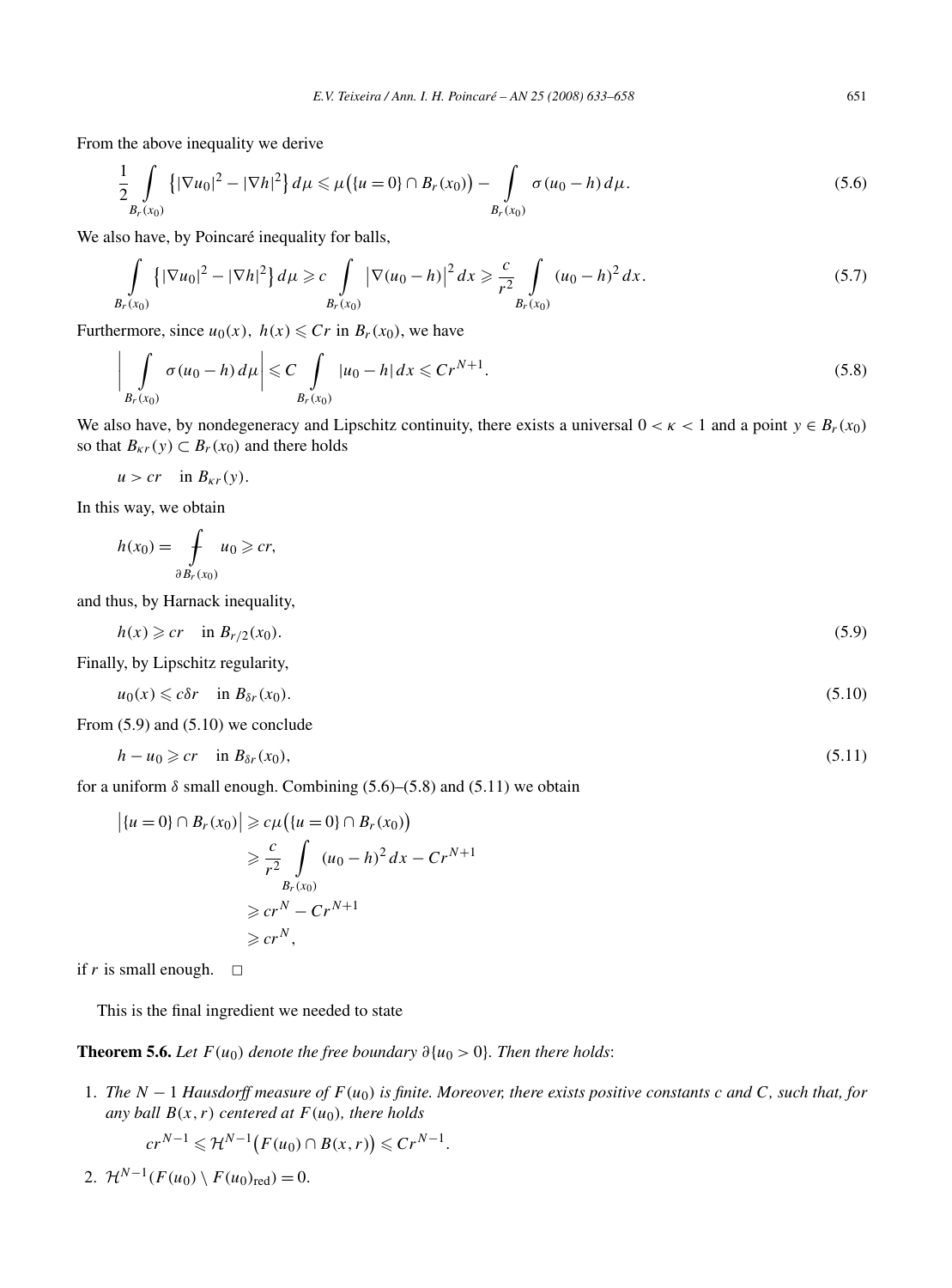From the above inequality we derive

$$\frac{1}{2}\int_{B_r(x_0)} \left\{|\nabla u_0|^2 - |\nabla h|^2\right\} d\mu \leqslant \mu\big(\{u=0\}\cap B_r(x_0)\big) - \int_{B_r(x_0)} \sigma(u_0 - h)\, d\mu. \tag{5.6}$$

We also have, by Poincaré inequality for balls,

$$\int_{B_r(x_0)} \left\{|\nabla u_0|^2 - |\nabla h|^2\right\} d\mu \geqslant c \int_{B_r(x_0)} \left|\nabla(u_0 - h)\right|^2 dx \geqslant \frac{c}{r^2}\int_{B_r(x_0)} (u_0 - h)^2\, dx. \tag{5.7}$$

Furthermore, since $u_0(x),\ h(x) \leqslant Cr$ in $B_r(x_0)$, we have

$$\left|\int_{B_r(x_0)} \sigma(u_0 - h)\, d\mu\right| \leqslant C\int_{B_r(x_0)} |u_0 - h|\, dx \leqslant Cr^{N+1}. \tag{5.8}$$

We also have, by nondegeneracy and Lipschitz continuity, there exists a universal $0 < \kappa < 1$ and a point $y \in B_r(x_0)$ so that $B_{\kappa r}(y) \subset B_r(x_0)$ and there holds

$$u > cr \quad \text{in } B_{\kappa r}(y).$$

In this way, we obtain

$$h(x_0) = \fint_{\partial B_r(x_0)} u_0 \geqslant cr,$$

and thus, by Harnack inequality,

$$h(x) \geqslant cr \quad \text{in } B_{r/2}(x_0). \tag{5.9}$$

Finally, by Lipschitz regularity,

$$u_0(x) \leqslant c\delta r \quad \text{in } B_{\delta r}(x_0). \tag{5.10}$$

From (5.9) and (5.10) we conclude

$$h - u_0 \geqslant cr \quad \text{in } B_{\delta r}(x_0), \tag{5.11}$$

for a uniform $\delta$ small enough. Combining (5.6)–(5.8) and (5.11) we obtain

$$\begin{aligned}
\left|\{u=0\}\cap B_r(x_0)\right| &\geqslant c\mu\big(\{u=0\}\cap B_r(x_0)\big) \\
&\geqslant \frac{c}{r^2}\int_{B_r(x_0)} (u_0 - h)^2\, dx - Cr^{N+1} \\
&\geqslant cr^N - Cr^{N+1} \\
&\geqslant cr^N,
\end{aligned}$$

if $r$ is small enough. □

This is the final ingredient we needed to state

**Theorem 5.6.** *Let $F(u_0)$ denote the free boundary $\partial\{u_0 > 0\}$. Then there holds*:

1. *The $N-1$ Hausdorff measure of $F(u_0)$ is finite. Moreover, there exists positive constants $c$ and $C$, such that, for any ball $B(x,r)$ centered at $F(u_0)$, there holds*

   $$cr^{N-1} \leqslant \mathcal{H}^{N-1}\big(F(u_0)\cap B(x,r)\big) \leqslant Cr^{N-1}.$$

2. $\mathcal{H}^{N-1}(F(u_0)\setminus F(u_0)_{\text{red}}) = 0.$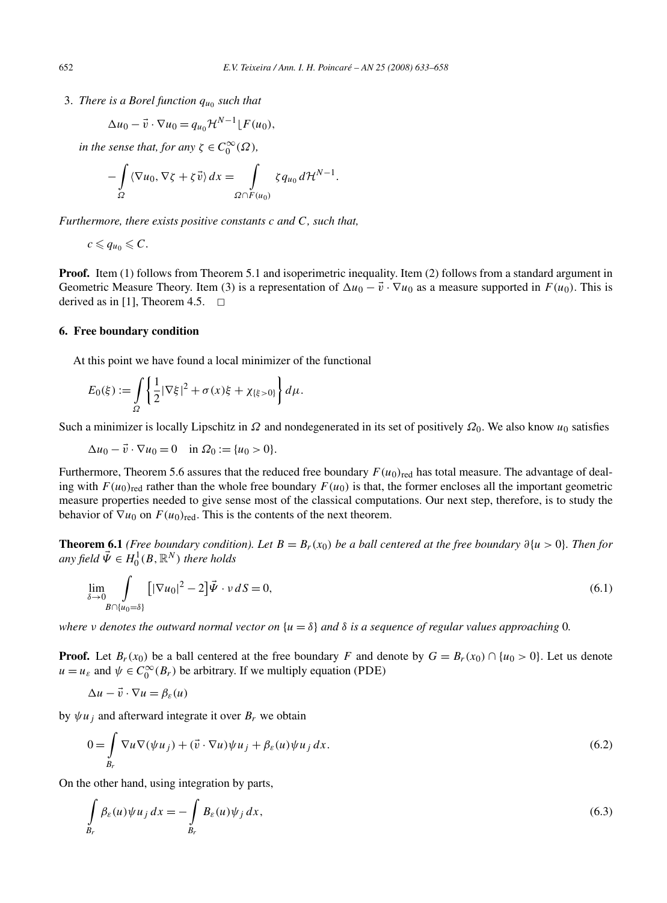3. *There is a Borel function $q_{u_0}$ such that*

$$\Delta u_0 - \vec{v} \cdot \nabla u_0 = q_{u_0} \mathcal{H}^{N-1} \lfloor F(u_0),$$

*in the sense that, for any $\zeta \in C_0^\infty(\Omega)$,*

$$-\int_\Omega \langle \nabla u_0, \nabla \zeta + \zeta \vec{v} \rangle \, dx = \int_{\Omega \cap F(u_0)} \zeta q_{u_0} \, d\mathcal{H}^{N-1}.$$

*Furthermore, there exists positive constants $c$ and $C$, such that,*

$$c \leqslant q_{u_0} \leqslant C.$$

**Proof.** Item (1) follows from Theorem 5.1 and isoperimetric inequality. Item (2) follows from a standard argument in Geometric Measure Theory. Item (3) is a representation of $\Delta u_0 - \vec{v} \cdot \nabla u_0$ as a measure supported in $F(u_0)$. This is derived as in [1], Theorem 4.5. $\square$

## 6. Free boundary condition

At this point we have found a local minimizer of the functional

$$E_0(\xi) := \int_\Omega \left\{ \frac{1}{2} |\nabla \xi|^2 + \sigma(x)\xi + \chi_{\{\xi > 0\}} \right\} d\mu.$$

Such a minimizer is locally Lipschitz in $\Omega$ and nondegenerated in its set of positively $\Omega_0$. We also know $u_0$ satisfies

$$\Delta u_0 - \vec{v} \cdot \nabla u_0 = 0 \quad \text{in } \Omega_0 := \{u_0 > 0\}.$$

Furthermore, Theorem 5.6 assures that the reduced free boundary $F(u_0)_{\text{red}}$ has total measure. The advantage of dealing with $F(u_0)_{\text{red}}$ rather than the whole free boundary $F(u_0)$ is that, the former encloses all the important geometric measure properties needed to give sense most of the classical computations. Our next step, therefore, is to study the behavior of $\nabla u_0$ on $F(u_0)_{\text{red}}$. This is the contents of the next theorem.

**Theorem 6.1** *(Free boundary condition). Let $B = B_r(x_0)$ be a ball centered at the free boundary $\partial\{u > 0\}$. Then for any field $\vec{\Psi} \in H_0^1(B, \mathbb{R}^N)$ there holds*

$$\lim_{\delta \to 0} \int_{B \cap \{u_0 = \delta\}} \left[ |\nabla u_0|^2 - 2 \right] \vec{\Psi} \cdot \nu \, dS = 0, \tag{6.1}$$

*where $\nu$ denotes the outward normal vector on $\{u = \delta\}$ and $\delta$ is a sequence of regular values approaching 0.*

**Proof.** Let $B_r(x_0)$ be a ball centered at the free boundary $F$ and denote by $G = B_r(x_0) \cap \{u_0 > 0\}$. Let us denote $u = u_\varepsilon$ and $\psi \in C_0^\infty(B_r)$ be arbitrary. If we multiply equation (PDE)

$$\Delta u - \vec{v} \cdot \nabla u = \beta_\varepsilon(u)$$

by $\psi u_j$ and afterward integrate it over $B_r$ we obtain

$$0 = \int_{B_r} \nabla u \nabla(\psi u_j) + (\vec{v} \cdot \nabla u)\psi u_j + \beta_\varepsilon(u)\psi u_j \, dx. \tag{6.2}$$

On the other hand, using integration by parts,

$$\int_{B_r} \beta_\varepsilon(u)\psi u_j \, dx = -\int_{B_r} B_\varepsilon(u)\psi_j \, dx, \tag{6.3}$$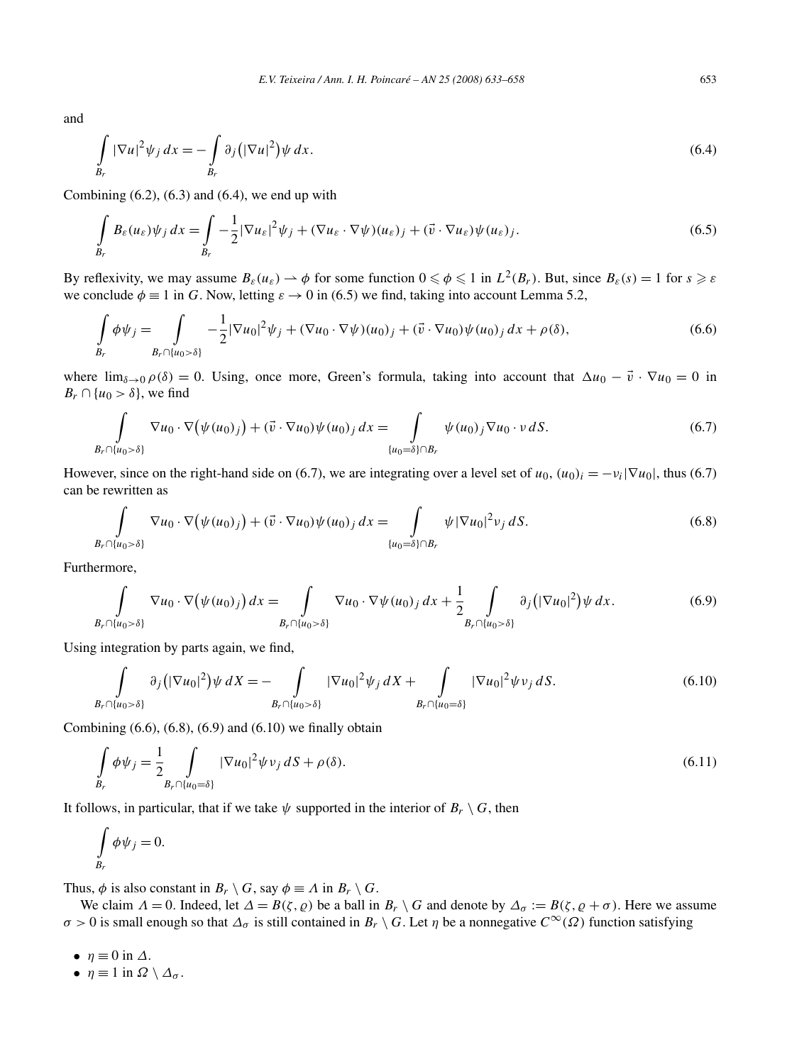and

$$\int_{B_r} |\nabla u|^2 \psi_j \, dx = -\int_{B_r} \partial_j\big(|\nabla u|^2\big)\psi \, dx. \tag{6.4}$$

Combining (6.2), (6.3) and (6.4), we end up with

$$\int_{B_r} B_\varepsilon(u_\varepsilon)\psi_j \, dx = \int_{B_r} -\frac{1}{2}|\nabla u_\varepsilon|^2 \psi_j + (\nabla u_\varepsilon \cdot \nabla \psi)(u_\varepsilon)_j + (\vec{v} \cdot \nabla u_\varepsilon)\psi(u_\varepsilon)_j. \tag{6.5}$$

By reflexivity, we may assume $B_\varepsilon(u_\varepsilon) \rightharpoonup \phi$ for some function $0 \leqslant \phi \leqslant 1$ in $L^2(B_r)$. But, since $B_\varepsilon(s) = 1$ for $s \geqslant \varepsilon$ we conclude $\phi \equiv 1$ in $G$. Now, letting $\varepsilon \to 0$ in (6.5) we find, taking into account Lemma 5.2,

$$\int_{B_r} \phi\psi_j = \int_{B_r \cap \{u_0 > \delta\}} -\frac{1}{2}|\nabla u_0|^2 \psi_j + (\nabla u_0 \cdot \nabla \psi)(u_0)_j + (\vec{v} \cdot \nabla u_0)\psi(u_0)_j \, dx + \rho(\delta), \tag{6.6}$$

where $\lim_{\delta \to 0} \rho(\delta) = 0$. Using, once more, Green's formula, taking into account that $\Delta u_0 - \vec{v} \cdot \nabla u_0 = 0$ in $B_r \cap \{u_0 > \delta\}$, we find

$$\int_{B_r \cap \{u_0 > \delta\}} \nabla u_0 \cdot \nabla\big(\psi(u_0)_j\big) + (\vec{v} \cdot \nabla u_0)\psi(u_0)_j \, dx = \int_{\{u_0 = \delta\} \cap B_r} \psi(u_0)_j \nabla u_0 \cdot \nu \, dS. \tag{6.7}$$

However, since on the right-hand side on (6.7), we are integrating over a level set of $u_0$, $(u_0)_i = -\nu_i |\nabla u_0|$, thus (6.7) can be rewritten as

$$\int_{B_r \cap \{u_0 > \delta\}} \nabla u_0 \cdot \nabla\big(\psi(u_0)_j\big) + (\vec{v} \cdot \nabla u_0)\psi(u_0)_j \, dx = \int_{\{u_0 = \delta\} \cap B_r} \psi |\nabla u_0|^2 \nu_j \, dS. \tag{6.8}$$

Furthermore,

$$\int_{B_r \cap \{u_0 > \delta\}} \nabla u_0 \cdot \nabla\big(\psi(u_0)_j\big) \, dx = \int_{B_r \cap \{u_0 > \delta\}} \nabla u_0 \cdot \nabla \psi (u_0)_j \, dx + \frac{1}{2} \int_{B_r \cap \{u_0 > \delta\}} \partial_j\big(|\nabla u_0|^2\big)\psi \, dx. \tag{6.9}$$

Using integration by parts again, we find,

$$\int_{B_r \cap \{u_0 > \delta\}} \partial_j\big(|\nabla u_0|^2\big)\psi \, dX = -\int_{B_r \cap \{u_0 > \delta\}} |\nabla u_0|^2 \psi_j \, dX + \int_{B_r \cap \{u_0 = \delta\}} |\nabla u_0|^2 \psi \nu_j \, dS. \tag{6.10}$$

Combining (6.6), (6.8), (6.9) and (6.10) we finally obtain

$$\int_{B_r} \phi\psi_j = \frac{1}{2} \int_{B_r \cap \{u_0 = \delta\}} |\nabla u_0|^2 \psi \nu_j \, dS + \rho(\delta). \tag{6.11}$$

It follows, in particular, that if we take $\psi$ supported in the interior of $B_r \setminus G$, then

$$\int_{B_r} \phi\psi_j = 0.$$

Thus, $\phi$ is also constant in $B_r \setminus G$, say $\phi \equiv \Lambda$ in $B_r \setminus G$.

We claim $\Lambda = 0$. Indeed, let $\Delta = B(\zeta, \varrho)$ be a ball in $B_r \setminus G$ and denote by $\Delta_\sigma := B(\zeta, \varrho + \sigma)$. Here we assume $\sigma > 0$ is small enough so that $\Delta_\sigma$ is still contained in $B_r \setminus G$. Let $\eta$ be a nonnegative $C^\infty(\Omega)$ function satisfying

- $\eta \equiv 0$ in $\Delta$.
- $\eta \equiv 1$ in $\Omega \setminus \Delta_\sigma$.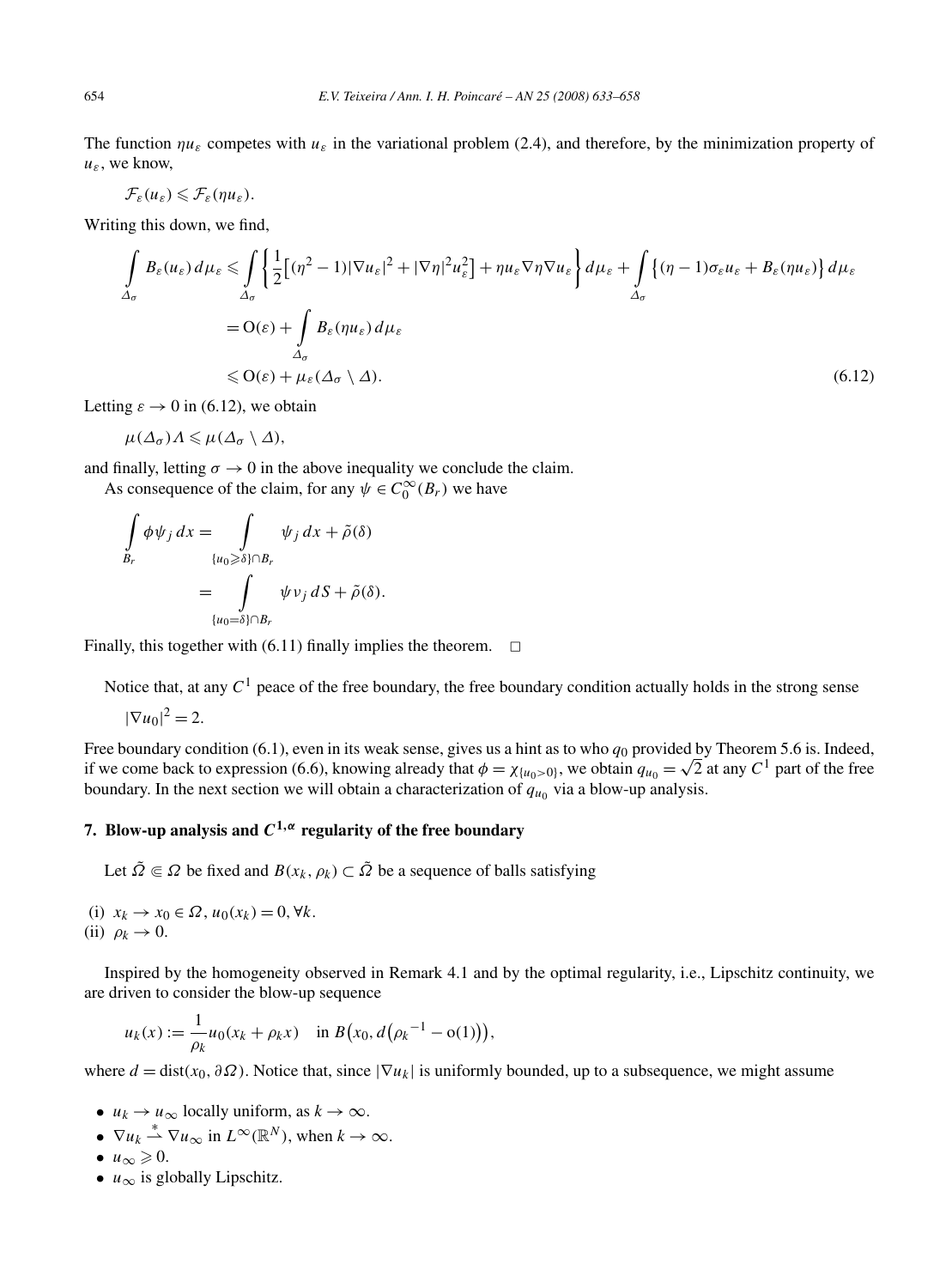The function $\eta u_\varepsilon$ competes with $u_\varepsilon$ in the variational problem (2.4), and therefore, by the minimization property of $u_\varepsilon$, we know,

$$\mathcal{F}_\varepsilon(u_\varepsilon) \leqslant \mathcal{F}_\varepsilon(\eta u_\varepsilon).$$

Writing this down, we find,

$$\begin{aligned}
\int_{\Delta_\sigma} B_\varepsilon(u_\varepsilon)\, d\mu_\varepsilon &\leqslant \int_{\Delta_\sigma} \left\{ \frac{1}{2}\left[(\eta^2 - 1)|\nabla u_\varepsilon|^2 + |\nabla \eta|^2 u_\varepsilon^2\right] + \eta u_\varepsilon \nabla \eta \nabla u_\varepsilon \right\} d\mu_\varepsilon + \int_{\Delta_\sigma} \left\{ (\eta - 1)\sigma_\varepsilon u_\varepsilon + B_\varepsilon(\eta u_\varepsilon) \right\} d\mu_\varepsilon \\
&= \mathrm{O}(\varepsilon) + \int_{\Delta_\sigma} B_\varepsilon(\eta u_\varepsilon)\, d\mu_\varepsilon \\
&\leqslant \mathrm{O}(\varepsilon) + \mu_\varepsilon(\Delta_\sigma \setminus \Delta).
\end{aligned} \tag{6.12}$$

Letting $\varepsilon \to 0$ in (6.12), we obtain

$$\mu(\Delta_\sigma)\Lambda \leqslant \mu(\Delta_\sigma \setminus \Delta),$$

and finally, letting $\sigma \to 0$ in the above inequality we conclude the claim.

As consequence of the claim, for any $\psi \in C_0^\infty(B_r)$ we have

$$\begin{aligned}
\int_{B_r} \phi \psi_j \, dx &= \int_{\{u_0 \geqslant \delta\} \cap B_r} \psi_j \, dx + \tilde{\rho}(\delta) \\
&= \int_{\{u_0 = \delta\} \cap B_r} \psi \nu_j \, dS + \tilde{\rho}(\delta).
\end{aligned}$$

Finally, this together with (6.11) finally implies the theorem. $\square$

Notice that, at any $C^1$ peace of the free boundary, the free boundary condition actually holds in the strong sense

$$|\nabla u_0|^2 = 2.$$

Free boundary condition (6.1), even in its weak sense, gives us a hint as to who $q_0$ provided by Theorem 5.6 is. Indeed, if we come back to expression (6.6), knowing already that $\phi = \chi_{\{u_0 > 0\}}$, we obtain $q_{u_0} = \sqrt{2}$ at any $C^1$ part of the free boundary. In the next section we will obtain a characterization of $q_{u_0}$ via a blow-up analysis.

## 7. Blow-up analysis and $C^{1,\alpha}$ regularity of the free boundary

Let $\tilde{\Omega} \Subset \Omega$ be fixed and $B(x_k, \rho_k) \subset \tilde{\Omega}$ be a sequence of balls satisfying

(i) $x_k \to x_0 \in \Omega$, $u_0(x_k) = 0$, $\forall k$.
(ii) $\rho_k \to 0$.

Inspired by the homogeneity observed in Remark 4.1 and by the optimal regularity, i.e., Lipschitz continuity, we are driven to consider the blow-up sequence

$$u_k(x) := \frac{1}{\rho_k} u_0(x_k + \rho_k x) \quad \text{in } B\big(x_0, d\big({\rho_k}^{-1} - \mathrm{o}(1)\big)\big),$$

where $d = \operatorname{dist}(x_0, \partial\Omega)$. Notice that, since $|\nabla u_k|$ is uniformly bounded, up to a subsequence, we might assume

- $u_k \to u_\infty$ locally uniform, as $k \to \infty$.
- $\nabla u_k \overset{*}{\rightharpoonup} \nabla u_\infty$ in $L^\infty(\mathbb{R}^N)$, when $k \to \infty$.
- $u_\infty \geqslant 0$.
- $u_\infty$ is globally Lipschitz.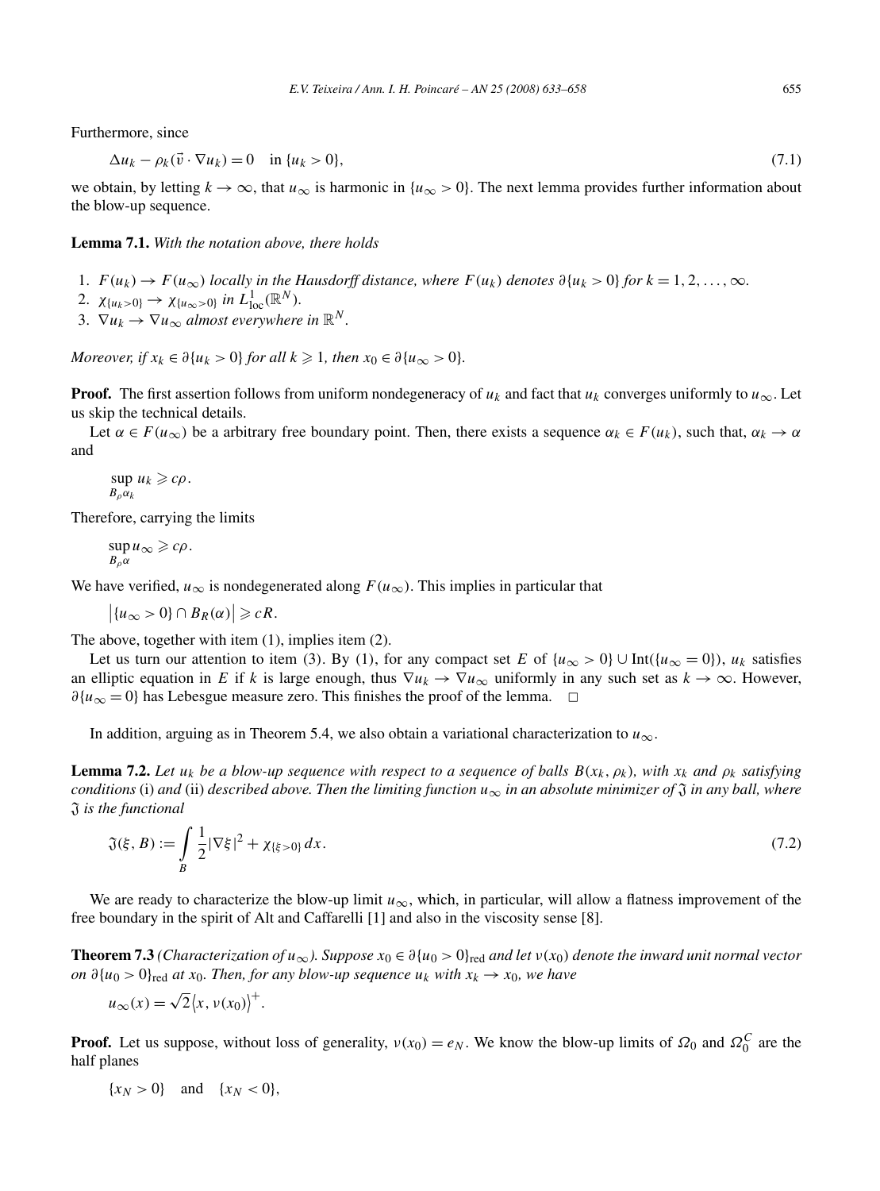Furthermore, since

$$\Delta u_k - \rho_k(\vec{v} \cdot \nabla u_k) = 0 \quad \text{in } \{u_k > 0\}, \tag{7.1}$$

we obtain, by letting $k \to \infty$, that $u_\infty$ is harmonic in $\{u_\infty > 0\}$. The next lemma provides further information about the blow-up sequence.

**Lemma 7.1.** *With the notation above, there holds*

1. $F(u_k) \to F(u_\infty)$ *locally in the Hausdorff distance, where* $F(u_k)$ *denotes* $\partial\{u_k > 0\}$ *for* $k = 1, 2, \ldots, \infty$.
2. $\chi_{\{u_k>0\}} \to \chi_{\{u_\infty>0\}}$ *in* $L^1_{\text{loc}}(\mathbb{R}^N)$.
3. $\nabla u_k \to \nabla u_\infty$ *almost everywhere in* $\mathbb{R}^N$.

*Moreover, if* $x_k \in \partial\{u_k > 0\}$ *for all* $k \geqslant 1$*, then* $x_0 \in \partial\{u_\infty > 0\}$.

**Proof.** The first assertion follows from uniform nondegeneracy of $u_k$ and fact that $u_k$ converges uniformly to $u_\infty$. Let us skip the technical details.

Let $\alpha \in F(u_\infty)$ be a arbitrary free boundary point. Then, there exists a sequence $\alpha_k \in F(u_k)$, such that, $\alpha_k \to \alpha$ and

$$\sup_{B_\rho \alpha_k} u_k \geqslant c\rho.$$

Therefore, carrying the limits

$$\sup_{B_\rho \alpha} u_\infty \geqslant c\rho.$$

We have verified, $u_\infty$ is nondegenerated along $F(u_\infty)$. This implies in particular that

$$\left|\{u_\infty > 0\} \cap B_R(\alpha)\right| \geqslant cR.$$

The above, together with item (1), implies item (2).

Let us turn our attention to item (3). By (1), for any compact set $E$ of $\{u_\infty > 0\} \cup \text{Int}(\{u_\infty = 0\})$, $u_k$ satisfies an elliptic equation in $E$ if $k$ is large enough, thus $\nabla u_k \to \nabla u_\infty$ uniformly in any such set as $k \to \infty$. However, $\partial\{u_\infty = 0\}$ has Lebesgue measure zero. This finishes the proof of the lemma. $\square$

In addition, arguing as in Theorem 5.4, we also obtain a variational characterization to $u_\infty$.

**Lemma 7.2.** *Let $u_k$ be a blow-up sequence with respect to a sequence of balls $B(x_k, \rho_k)$, with $x_k$ and $\rho_k$ satisfying conditions* (i) *and* (ii) *described above. Then the limiting function $u_\infty$ in an absolute minimizer of $\mathfrak{J}$ in any ball, where $\mathfrak{J}$ is the functional*

$$\mathfrak{J}(\xi, B) := \int_B \frac{1}{2}|\nabla \xi|^2 + \chi_{\{\xi>0\}}\, dx. \tag{7.2}$$

We are ready to characterize the blow-up limit $u_\infty$, which, in particular, will allow a flatness improvement of the free boundary in the spirit of Alt and Caffarelli [1] and also in the viscosity sense [8].

**Theorem 7.3** *(Characterization of $u_\infty$). Suppose $x_0 \in \partial\{u_0 > 0\}_{\text{red}}$ and let $\nu(x_0)$ denote the inward unit normal vector on $\partial\{u_0 > 0\}_{\text{red}}$ at $x_0$. Then, for any blow-up sequence $u_k$ with $x_k \to x_0$, we have*

$$u_\infty(x) = \sqrt{2}\langle x, \nu(x_0)\rangle^+.$$

**Proof.** Let us suppose, without loss of generality, $\nu(x_0) = e_N$. We know the blow-up limits of $\Omega_0$ and $\Omega_0^C$ are the half planes

$$\{x_N > 0\} \quad \text{and} \quad \{x_N < 0\},$$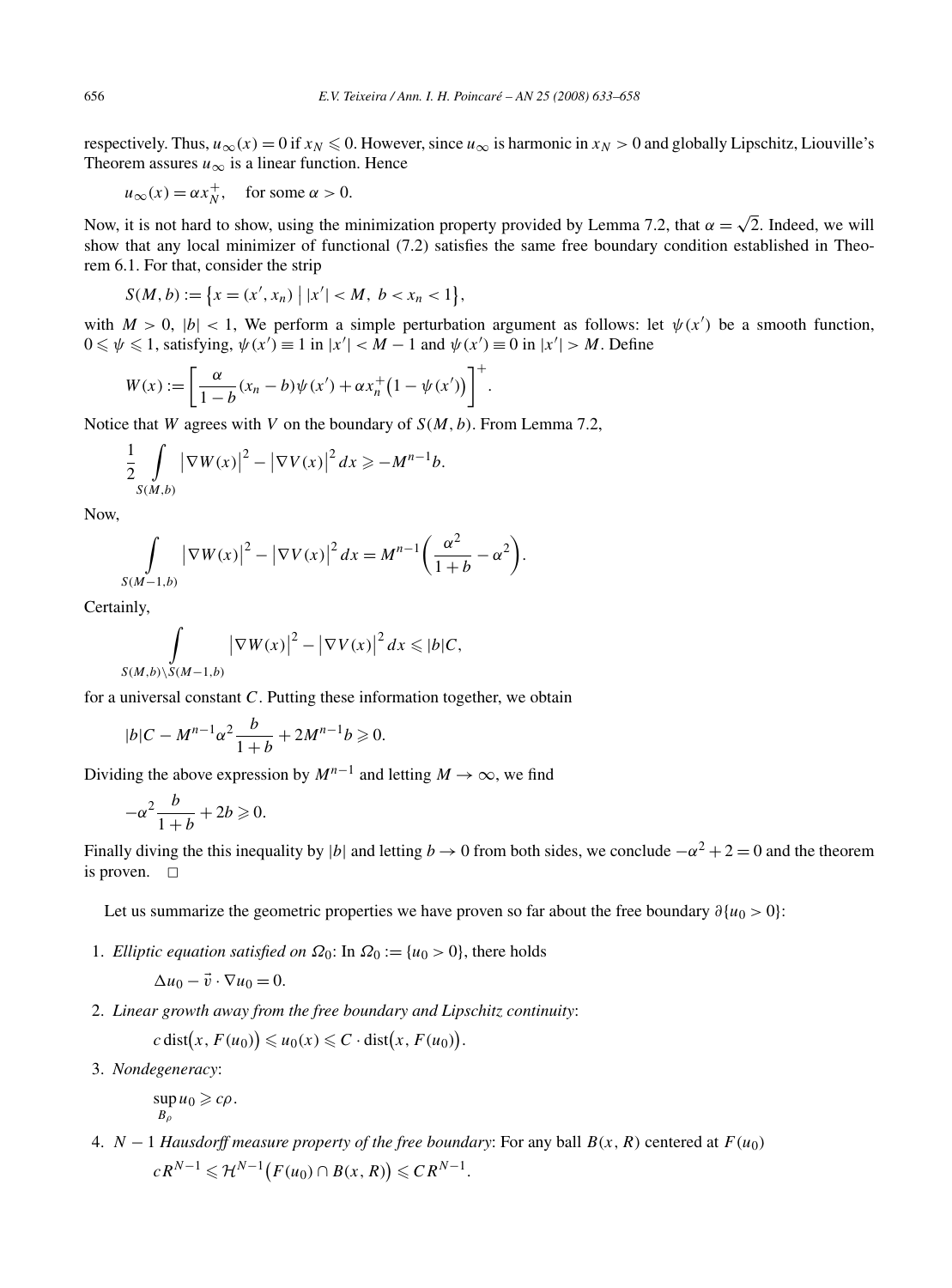respectively. Thus, $u_\infty(x) = 0$ if $x_N \leqslant 0$. However, since $u_\infty$ is harmonic in $x_N > 0$ and globally Lipschitz, Liouville's Theorem assures $u_\infty$ is a linear function. Hence

$$u_\infty(x) = \alpha x_N^+, \quad \text{for some } \alpha > 0.$$

Now, it is not hard to show, using the minimization property provided by Lemma 7.2, that $\alpha = \sqrt{2}$. Indeed, we will show that any local minimizer of functional (7.2) satisfies the same free boundary condition established in Theorem 6.1. For that, consider the strip

$$S(M, b) := \{x = (x', x_n) \mid |x'| < M,\ b < x_n < 1\},$$

with $M > 0$, $|b| < 1$, We perform a simple perturbation argument as follows: let $\psi(x')$ be a smooth function, $0 \leqslant \psi \leqslant 1$, satisfying, $\psi(x') \equiv 1$ in $|x'| < M - 1$ and $\psi(x') \equiv 0$ in $|x'| > M$. Define

$$W(x) := \left[\frac{\alpha}{1-b}(x_n - b)\psi(x') + \alpha x_n^+\bigl(1 - \psi(x')\bigr)\right]^+.$$

Notice that $W$ agrees with $V$ on the boundary of $S(M, b)$. From Lemma 7.2,

$$\frac{1}{2} \int\limits_{S(M,b)} \bigl|\nabla W(x)\bigr|^2 - \bigl|\nabla V(x)\bigr|^2\, dx \geqslant -M^{n-1} b.$$

Now,

$$\int\limits_{S(M-1,b)} \bigl|\nabla W(x)\bigr|^2 - \bigl|\nabla V(x)\bigr|^2\, dx = M^{n-1}\left(\frac{\alpha^2}{1+b} - \alpha^2\right).$$

Certainly,

$$\int\limits_{S(M,b)\setminus S(M-1,b)} \bigl|\nabla W(x)\bigr|^2 - \bigl|\nabla V(x)\bigr|^2\, dx \leqslant |b| C,$$

for a universal constant $C$. Putting these information together, we obtain

$$|b| C - M^{n-1}\alpha^2 \frac{b}{1+b} + 2M^{n-1} b \geqslant 0.$$

Dividing the above expression by $M^{n-1}$ and letting $M \to \infty$, we find

$$-\alpha^2 \frac{b}{1+b} + 2b \geqslant 0.$$

Finally diving the this inequality by $|b|$ and letting $b \to 0$ from both sides, we conclude $-\alpha^2 + 2 = 0$ and the theorem is proven. $\square$

Let us summarize the geometric properties we have proven so far about the free boundary $\partial\{u_0 > 0\}$:

1. *Elliptic equation satisfied on $\Omega_0$*: In $\Omega_0 := \{u_0 > 0\}$, there holds

$$\Delta u_0 - \vec{v} \cdot \nabla u_0 = 0.$$

2. *Linear growth away from the free boundary and Lipschitz continuity*:

$$c\,\mathrm{dist}\bigl(x, F(u_0)\bigr) \leqslant u_0(x) \leqslant C \cdot \mathrm{dist}\bigl(x, F(u_0)\bigr).$$

3. *Nondegeneracy*:

$$\sup_{B_\rho} u_0 \geqslant c\rho.$$

4. *$N - 1$ Hausdorff measure property of the free boundary*: For any ball $B(x, R)$ centered at $F(u_0)$

$$cR^{N-1} \leqslant \mathcal{H}^{N-1}\bigl(F(u_0) \cap B(x, R)\bigr) \leqslant CR^{N-1}.$$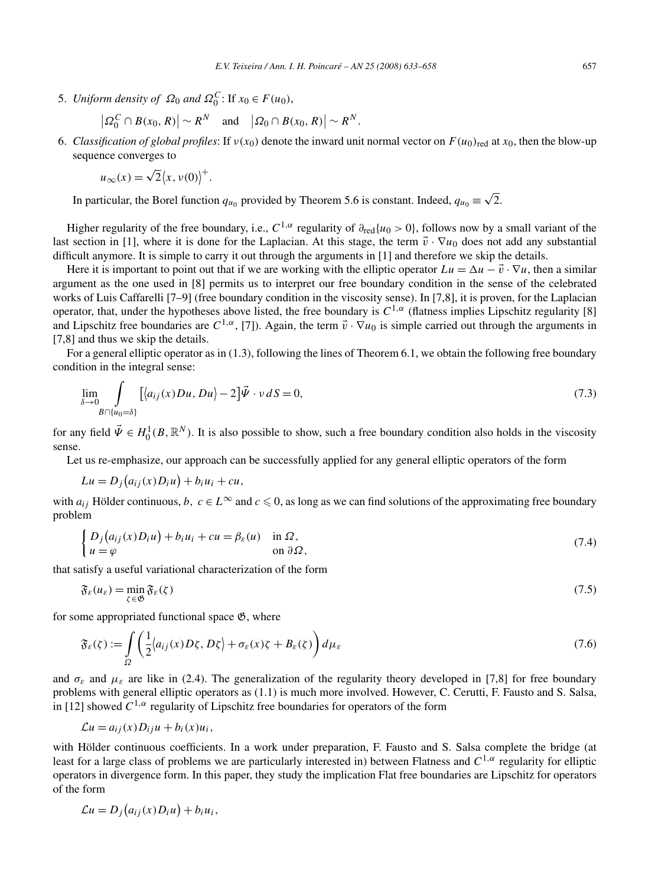5. *Uniform density of* $\Omega_0$ *and* $\Omega_0^C$: If $x_0 \in F(u_0)$,

$$\left|\Omega_0^C \cap B(x_0, R)\right| \sim R^N \quad \text{and} \quad \left|\Omega_0 \cap B(x_0, R)\right| \sim R^N.$$

6. *Classification of global profiles*: If $\nu(x_0)$ denote the inward unit normal vector on $F(u_0)_{\mathrm{red}}$ at $x_0$, then the blow-up sequence converges to

$$u_\infty(x) = \sqrt{2}\langle x, \nu(0)\rangle^+.$$

In particular, the Borel function $q_{u_0}$ provided by Theorem 5.6 is constant. Indeed, $q_{u_0} \equiv \sqrt{2}$.

Higher regularity of the free boundary, i.e., $C^{1,\alpha}$ regularity of $\partial_{\mathrm{red}}\{u_0 > 0\}$, follows now by a small variant of the last section in [1], where it is done for the Laplacian. At this stage, the term $\vec{v} \cdot \nabla u_0$ does not add any substantial difficult anymore. It is simple to carry it out through the arguments in [1] and therefore we skip the details.

Here it is important to point out that if we are working with the elliptic operator $Lu = \Delta u - \vec{v} \cdot \nabla u$, then a similar argument as the one used in [8] permits us to interpret our free boundary condition in the sense of the celebrated works of Luis Caffarelli [7–9] (free boundary condition in the viscosity sense). In [7,8], it is proven, for the Laplacian operator, that, under the hypotheses above listed, the free boundary is $C^{1,\alpha}$ (flatness implies Lipschitz regularity [8] and Lipschitz free boundaries are $C^{1,\alpha}$, [7]). Again, the term $\vec{v} \cdot \nabla u_0$ is simple carried out through the arguments in [7,8] and thus we skip the details.

For a general elliptic operator as in (1.3), following the lines of Theorem 6.1, we obtain the following free boundary condition in the integral sense:

$$\lim_{\delta \to 0} \int\limits_{B \cap \{u_0 = \delta\}} \left[\langle a_{ij}(x) Du, Du\rangle - 2\right] \vec{\Psi} \cdot \nu \, dS = 0, \tag{7.3}$$

for any field $\vec{\Psi} \in H_0^1(B, \mathbb{R}^N)$. It is also possible to show, such a free boundary condition also holds in the viscosity sense.

Let us re-emphasize, our approach can be successfully applied for any general elliptic operators of the form

$$Lu = D_j\big(a_{ij}(x) D_i u\big) + b_i u_i + cu,$$

with $a_{ij}$ Hölder continuous, $b$, $c \in L^\infty$ and $c \leqslant 0$, as long as we can find solutions of the approximating free boundary problem

$$\begin{cases} D_j\big(a_{ij}(x) D_i u\big) + b_i u_i + cu = \beta_\varepsilon(u) & \text{in } \Omega, \\ u = \varphi & \text{on } \partial\Omega, \end{cases} \tag{7.4}$$

that satisfy a useful variational characterization of the form

$$\mathfrak{F}_\varepsilon(u_\varepsilon) = \min_{\zeta \in \mathfrak{G}} \mathfrak{F}_\varepsilon(\zeta) \tag{7.5}$$

for some appropriated functional space $\mathfrak{G}$, where

$$\mathfrak{F}_\varepsilon(\zeta) := \int\limits_\Omega \left(\frac{1}{2}\langle a_{ij}(x) D\zeta, D\zeta\rangle + \sigma_\varepsilon(x)\zeta + B_\varepsilon(\zeta)\right) d\mu_\varepsilon \tag{7.6}$$

and $\sigma_\varepsilon$ and $\mu_\varepsilon$ are like in (2.4). The generalization of the regularity theory developed in [7,8] for free boundary problems with general elliptic operators as (1.1) is much more involved. However, C. Cerutti, F. Fausto and S. Salsa, in [12] showed $C^{1,\alpha}$ regularity of Lipschitz free boundaries for operators of the form

$$\mathcal{L}u = a_{ij}(x) D_{ij} u + b_i(x) u_i,$$

with Hölder continuous coefficients. In a work under preparation, F. Fausto and S. Salsa complete the bridge (at least for a large class of problems we are particularly interested in) between Flatness and $C^{1,\alpha}$ regularity for elliptic operators in divergence form. In this paper, they study the implication Flat free boundaries are Lipschitz for operators of the form

$$\mathcal{L}u = D_j\big(a_{ij}(x) D_i u\big) + b_i u_i,$$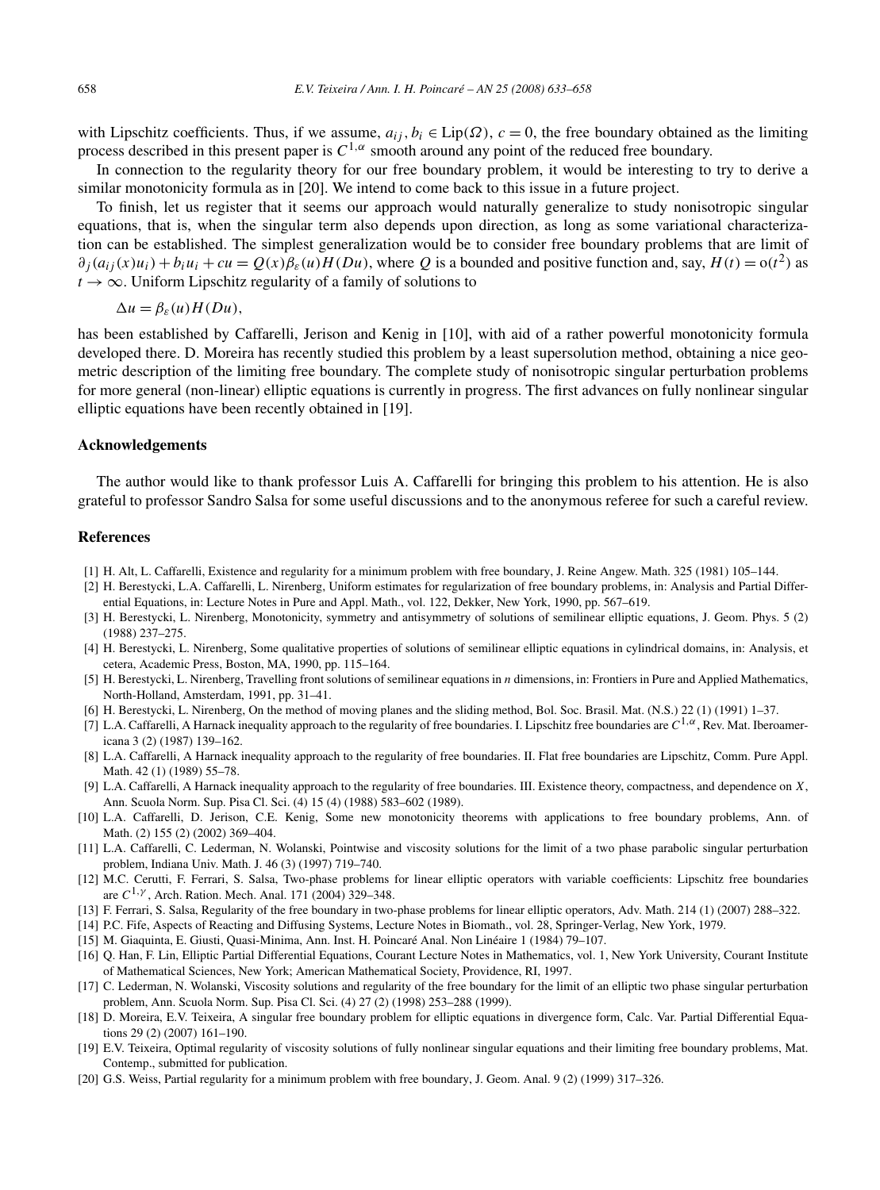with Lipschitz coefficients. Thus, if we assume, $a_{ij}, b_i \in \mathrm{Lip}(\Omega)$, $c = 0$, the free boundary obtained as the limiting process described in this present paper is $C^{1,\alpha}$ smooth around any point of the reduced free boundary.

In connection to the regularity theory for our free boundary problem, it would be interesting to try to derive a similar monotonicity formula as in [20]. We intend to come back to this issue in a future project.

To finish, let us register that it seems our approach would naturally generalize to study nonisotropic singular equations, that is, when the singular term also depends upon direction, as long as some variational characterization can be established. The simplest generalization would be to consider free boundary problems that are limit of $\partial_j(a_{ij}(x)u_i) + b_i u_i + cu = Q(x)\beta_\varepsilon(u)H(Du)$, where $Q$ is a bounded and positive function and, say, $H(t) = \mathrm{o}(t^2)$ as $t \to \infty$. Uniform Lipschitz regularity of a family of solutions to

$$\Delta u = \beta_\varepsilon(u)H(Du),$$

has been established by Caffarelli, Jerison and Kenig in [10], with aid of a rather powerful monotonicity formula developed there. D. Moreira has recently studied this problem by a least supersolution method, obtaining a nice geometric description of the limiting free boundary. The complete study of nonisotropic singular perturbation problems for more general (non-linear) elliptic equations is currently in progress. The first advances on fully nonlinear singular elliptic equations have been recently obtained in [19].

## Acknowledgements

The author would like to thank professor Luis A. Caffarelli for bringing this problem to his attention. He is also grateful to professor Sandro Salsa for some useful discussions and to the anonymous referee for such a careful review.

## References

[1] H. Alt, L. Caffarelli, Existence and regularity for a minimum problem with free boundary, J. Reine Angew. Math. 325 (1981) 105–144.

[2] H. Berestycki, L.A. Caffarelli, L. Nirenberg, Uniform estimates for regularization of free boundary problems, in: Analysis and Partial Differential Equations, in: Lecture Notes in Pure and Appl. Math., vol. 122, Dekker, New York, 1990, pp. 567–619.

[3] H. Berestycki, L. Nirenberg, Monotonicity, symmetry and antisymmetry of solutions of semilinear elliptic equations, J. Geom. Phys. 5 (2) (1988) 237–275.

[4] H. Berestycki, L. Nirenberg, Some qualitative properties of solutions of semilinear elliptic equations in cylindrical domains, in: Analysis, et cetera, Academic Press, Boston, MA, 1990, pp. 115–164.

[5] H. Berestycki, L. Nirenberg, Travelling front solutions of semilinear equations in $n$ dimensions, in: Frontiers in Pure and Applied Mathematics, North-Holland, Amsterdam, 1991, pp. 31–41.

[6] H. Berestycki, L. Nirenberg, On the method of moving planes and the sliding method, Bol. Soc. Brasil. Mat. (N.S.) 22 (1) (1991) 1–37.

[7] L.A. Caffarelli, A Harnack inequality approach to the regularity of free boundaries. I. Lipschitz free boundaries are $C^{1,\alpha}$, Rev. Mat. Iberoamericana 3 (2) (1987) 139–162.

[8] L.A. Caffarelli, A Harnack inequality approach to the regularity of free boundaries. II. Flat free boundaries are Lipschitz, Comm. Pure Appl. Math. 42 (1) (1989) 55–78.

[9] L.A. Caffarelli, A Harnack inequality approach to the regularity of free boundaries. III. Existence theory, compactness, and dependence on $X$, Ann. Scuola Norm. Sup. Pisa Cl. Sci. (4) 15 (4) (1988) 583–602 (1989).

[10] L.A. Caffarelli, D. Jerison, C.E. Kenig, Some new monotonicity theorems with applications to free boundary problems, Ann. of Math. (2) 155 (2) (2002) 369–404.

[11] L.A. Caffarelli, C. Lederman, N. Wolanski, Pointwise and viscosity solutions for the limit of a two phase parabolic singular perturbation problem, Indiana Univ. Math. J. 46 (3) (1997) 719–740.

[12] M.C. Cerutti, F. Ferrari, S. Salsa, Two-phase problems for linear elliptic operators with variable coefficients: Lipschitz free boundaries are $C^{1,\gamma}$, Arch. Ration. Mech. Anal. 171 (2004) 329–348.

[13] F. Ferrari, S. Salsa, Regularity of the free boundary in two-phase problems for linear elliptic operators, Adv. Math. 214 (1) (2007) 288–322.

[14] P.C. Fife, Aspects of Reacting and Diffusing Systems, Lecture Notes in Biomath., vol. 28, Springer-Verlag, New York, 1979.

[15] M. Giaquinta, E. Giusti, Quasi-Minima, Ann. Inst. H. Poincaré Anal. Non Linéaire 1 (1984) 79–107.

[16] Q. Han, F. Lin, Elliptic Partial Differential Equations, Courant Lecture Notes in Mathematics, vol. 1, New York University, Courant Institute of Mathematical Sciences, New York; American Mathematical Society, Providence, RI, 1997.

[17] C. Lederman, N. Wolanski, Viscosity solutions and regularity of the free boundary for the limit of an elliptic two phase singular perturbation problem, Ann. Scuola Norm. Sup. Pisa Cl. Sci. (4) 27 (2) (1998) 253–288 (1999).

[18] D. Moreira, E.V. Teixeira, A singular free boundary problem for elliptic equations in divergence form, Calc. Var. Partial Differential Equations 29 (2) (2007) 161–190.

[19] E.V. Teixeira, Optimal regularity of viscosity solutions of fully nonlinear singular equations and their limiting free boundary problems, Mat. Contemp., submitted for publication.

[20] G.S. Weiss, Partial regularity for a minimum problem with free boundary, J. Geom. Anal. 9 (2) (1999) 317–326.